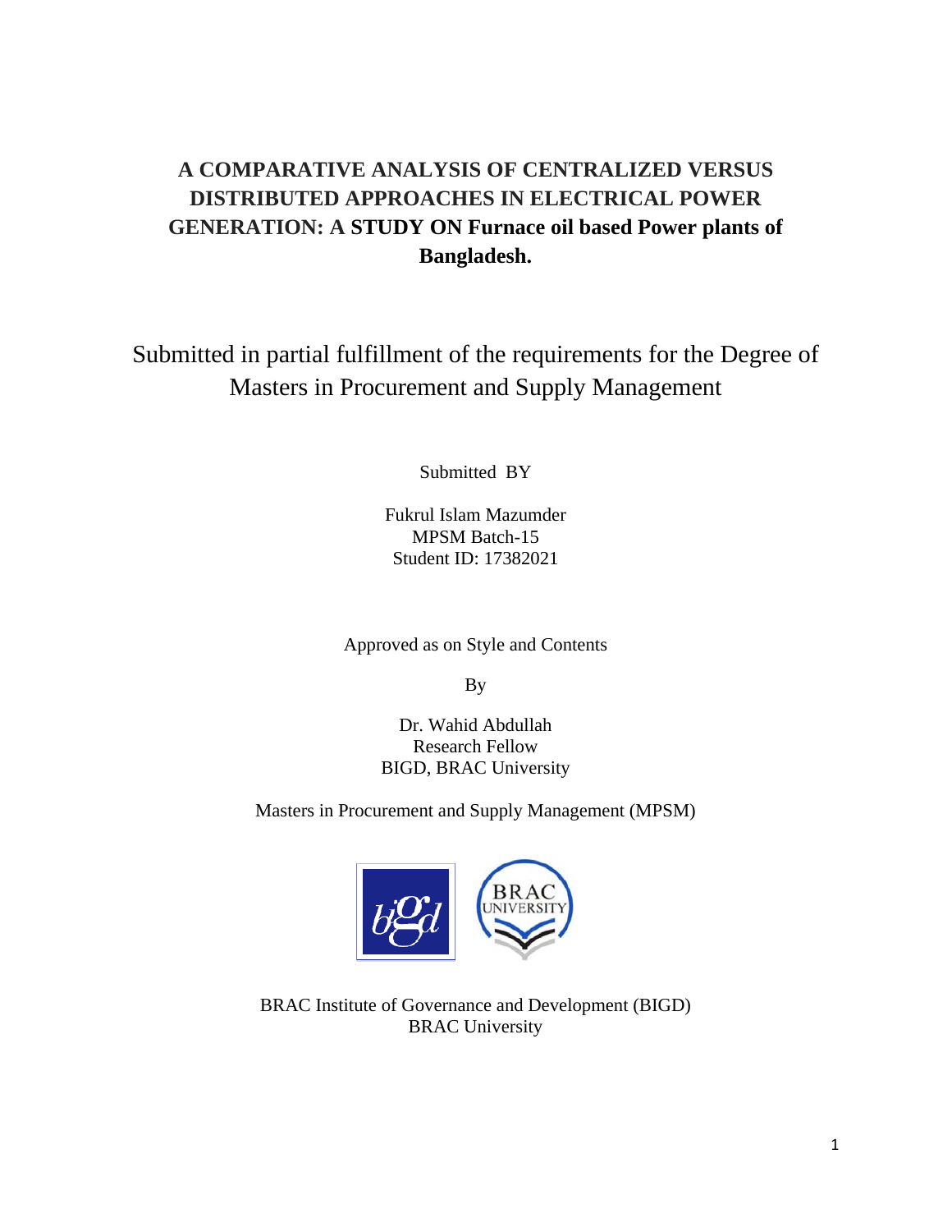# A COMPARATIVE ANALYSIS OF CENTRALIZED VERSUS DISTRIBUTED APPROACHES IN ELECTRICAL POWER GENERATION: A STUDY ON Furnace oil based Power plants of Bangladesh.

Submitted in partial fulfillment of the requirements for the Degree of Masters in Procurement and Supply Management

Submitted BY

Fukrul Islam Mazumder
MPSM Batch-15
Student ID: 17382021

Approved as on Style and Contents

By

Dr. Wahid Abdullah
Research Fellow
BIGD, BRAC University

Masters in Procurement and Supply Management (MPSM)

BRAC Institute of Governance and Development (BIGD)
BRAC University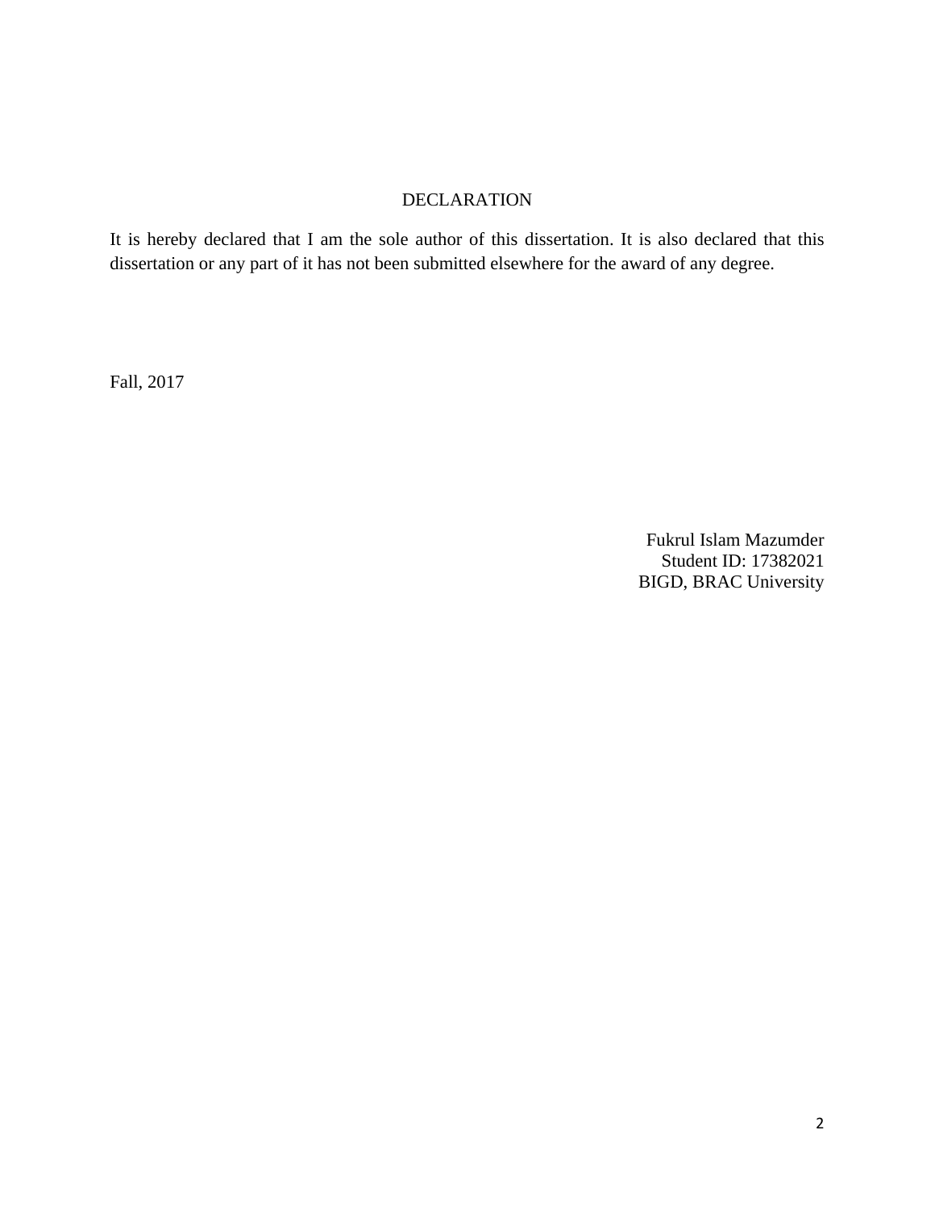# DECLARATION

It is hereby declared that I am the sole author of this dissertation. It is also declared that this dissertation or any part of it has not been submitted elsewhere for the award of any degree.

Fall, 2017

Fukrul Islam Mazumder
Student ID: 17382021
BIGD, BRAC University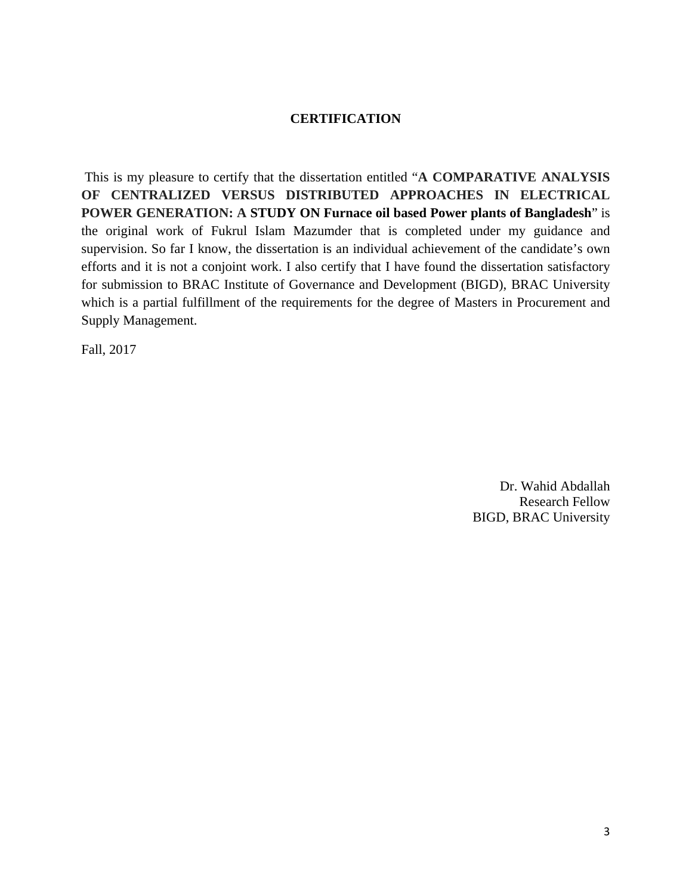## CERTIFICATION

This is my pleasure to certify that the dissertation entitled "**A COMPARATIVE ANALYSIS OF CENTRALIZED VERSUS DISTRIBUTED APPROACHES IN ELECTRICAL POWER GENERATION: A STUDY ON Furnace oil based Power plants of Bangladesh**" is the original work of Fukrul Islam Mazumder that is completed under my guidance and supervision. So far I know, the dissertation is an individual achievement of the candidate's own efforts and it is not a conjoint work. I also certify that I have found the dissertation satisfactory for submission to BRAC Institute of Governance and Development (BIGD), BRAC University which is a partial fulfillment of the requirements for the degree of Masters in Procurement and Supply Management.

Fall, 2017

Dr. Wahid Abdallah
Research Fellow
BIGD, BRAC University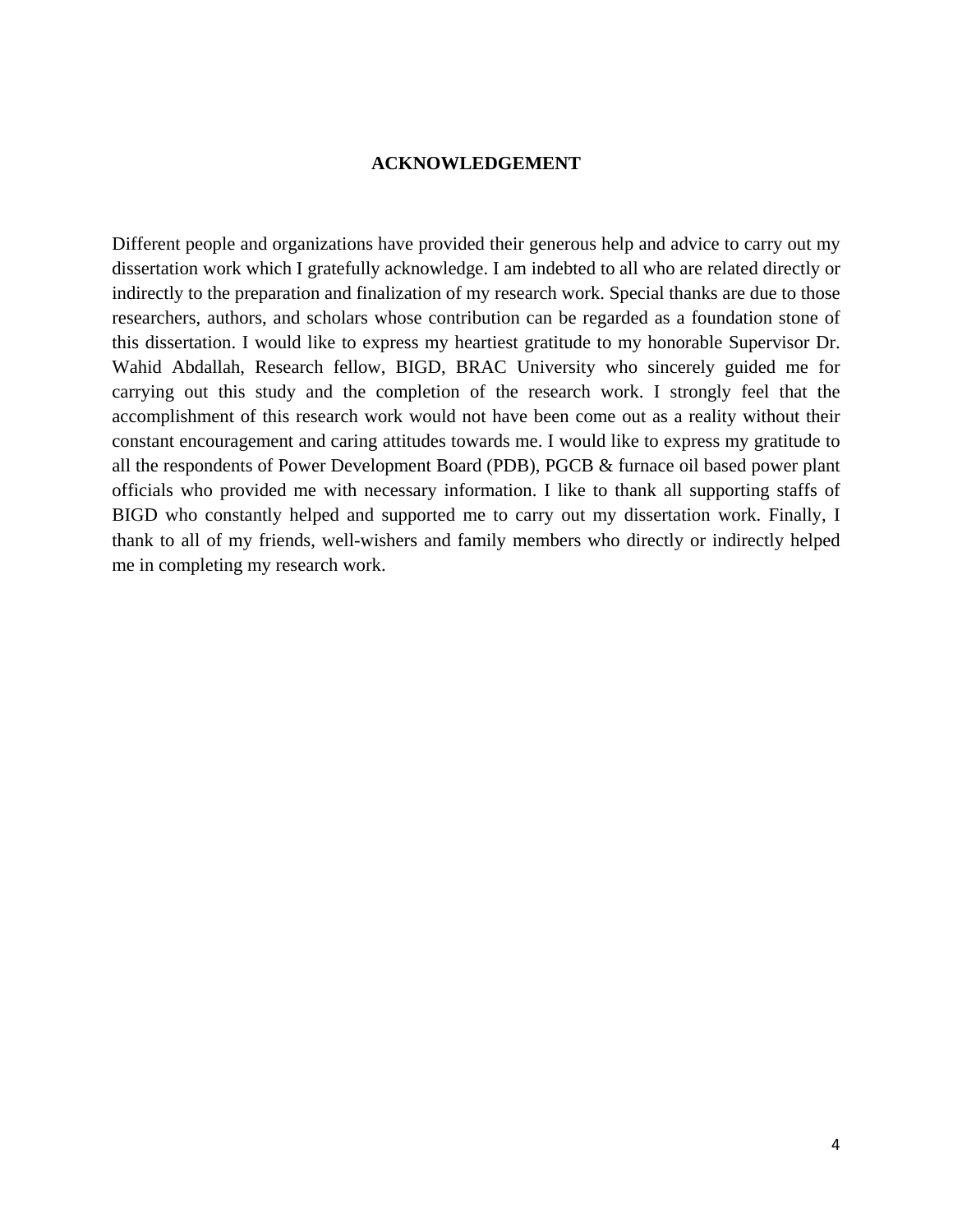# ACKNOWLEDGEMENT

Different people and organizations have provided their generous help and advice to carry out my dissertation work which I gratefully acknowledge. I am indebted to all who are related directly or indirectly to the preparation and finalization of my research work. Special thanks are due to those researchers, authors, and scholars whose contribution can be regarded as a foundation stone of this dissertation. I would like to express my heartiest gratitude to my honorable Supervisor Dr. Wahid Abdallah, Research fellow, BIGD, BRAC University who sincerely guided me for carrying out this study and the completion of the research work. I strongly feel that the accomplishment of this research work would not have been come out as a reality without their constant encouragement and caring attitudes towards me. I would like to express my gratitude to all the respondents of Power Development Board (PDB), PGCB & furnace oil based power plant officials who provided me with necessary information. I like to thank all supporting staffs of BIGD who constantly helped and supported me to carry out my dissertation work. Finally, I thank to all of my friends, well-wishers and family members who directly or indirectly helped me in completing my research work.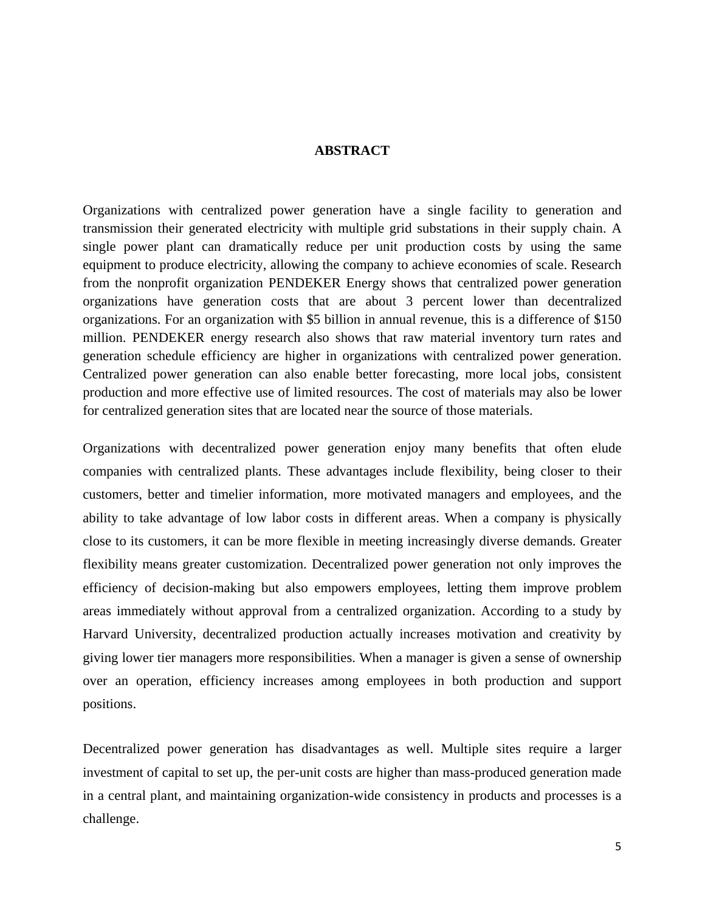# ABSTRACT

Organizations with centralized power generation have a single facility to generation and transmission their generated electricity with multiple grid substations in their supply chain. A single power plant can dramatically reduce per unit production costs by using the same equipment to produce electricity, allowing the company to achieve economies of scale. Research from the nonprofit organization PENDEKER Energy shows that centralized power generation organizations have generation costs that are about 3 percent lower than decentralized organizations. For an organization with $5 billion in annual revenue, this is a difference of $150 million. PENDEKER energy research also shows that raw material inventory turn rates and generation schedule efficiency are higher in organizations with centralized power generation. Centralized power generation can also enable better forecasting, more local jobs, consistent production and more effective use of limited resources. The cost of materials may also be lower for centralized generation sites that are located near the source of those materials.

Organizations with decentralized power generation enjoy many benefits that often elude companies with centralized plants. These advantages include flexibility, being closer to their customers, better and timelier information, more motivated managers and employees, and the ability to take advantage of low labor costs in different areas. When a company is physically close to its customers, it can be more flexible in meeting increasingly diverse demands. Greater flexibility means greater customization. Decentralized power generation not only improves the efficiency of decision-making but also empowers employees, letting them improve problem areas immediately without approval from a centralized organization. According to a study by Harvard University, decentralized production actually increases motivation and creativity by giving lower tier managers more responsibilities. When a manager is given a sense of ownership over an operation, efficiency increases among employees in both production and support positions.

Decentralized power generation has disadvantages as well. Multiple sites require a larger investment of capital to set up, the per-unit costs are higher than mass-produced generation made in a central plant, and maintaining organization-wide consistency in products and processes is a challenge.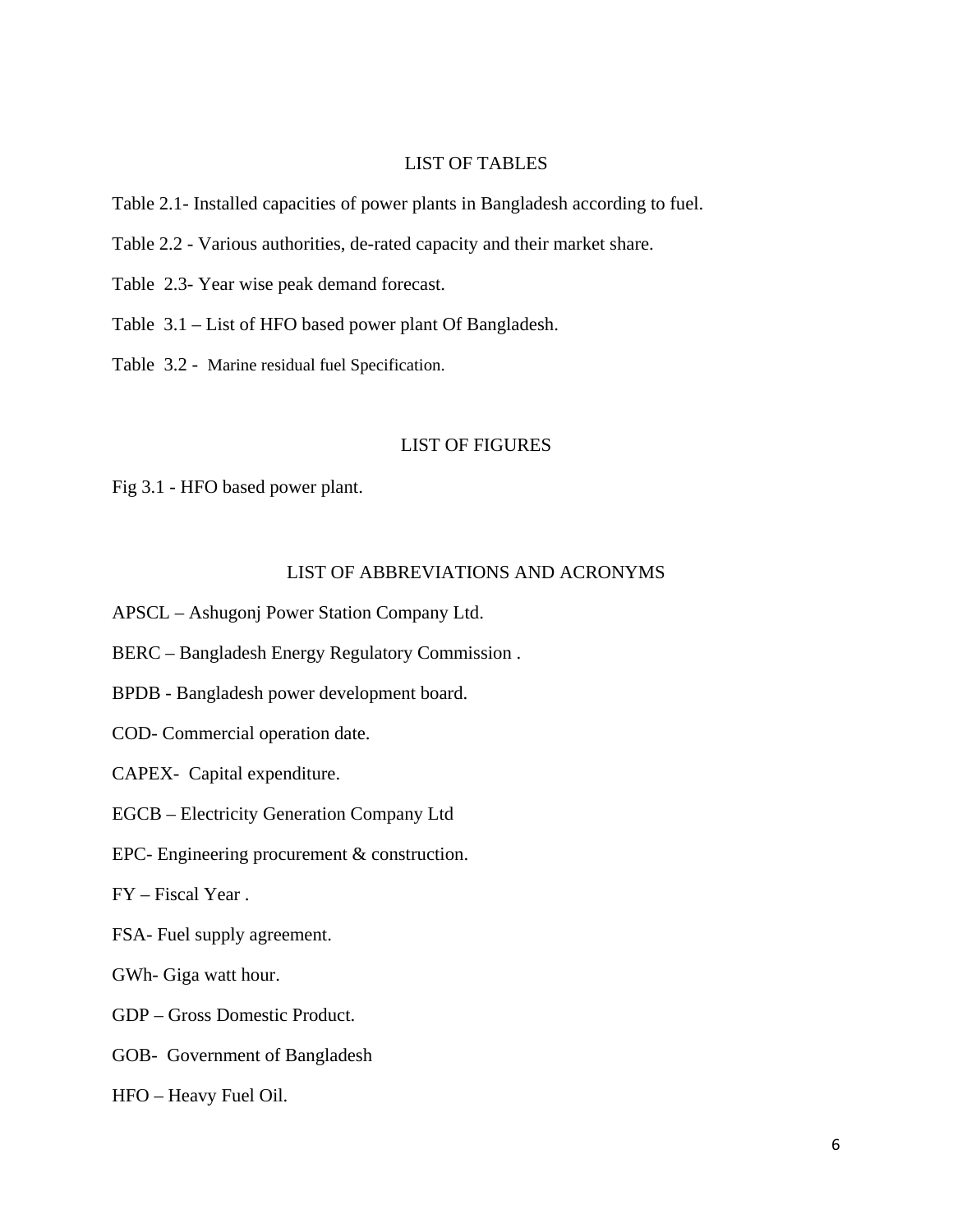## LIST OF TABLES

Table 2.1- Installed capacities of power plants in Bangladesh according to fuel.

Table 2.2 - Various authorities, de-rated capacity and their market share.

Table 2.3- Year wise peak demand forecast.

Table 3.1 – List of HFO based power plant Of Bangladesh.

Table 3.2 - Marine residual fuel Specification.

## LIST OF FIGURES

Fig 3.1 - HFO based power plant.

## LIST OF ABBREVIATIONS AND ACRONYMS

APSCL – Ashugonj Power Station Company Ltd.

BERC – Bangladesh Energy Regulatory Commission .

BPDB - Bangladesh power development board.

COD- Commercial operation date.

CAPEX- Capital expenditure.

EGCB – Electricity Generation Company Ltd

EPC- Engineering procurement & construction.

FY – Fiscal Year .

FSA- Fuel supply agreement.

GWh- Giga watt hour.

GDP – Gross Domestic Product.

GOB- Government of Bangladesh

HFO – Heavy Fuel Oil.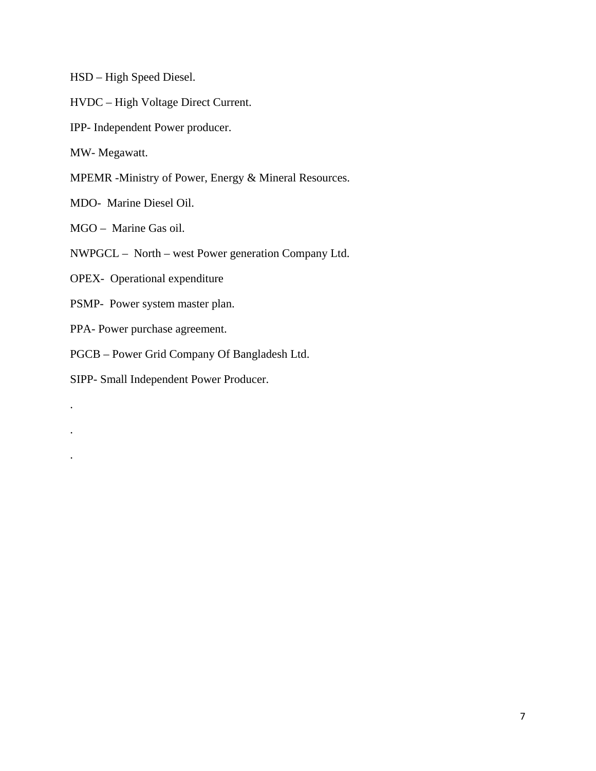HSD – High Speed Diesel.

HVDC – High Voltage Direct Current.

IPP- Independent Power producer.

MW- Megawatt.

MPEMR -Ministry of Power, Energy & Mineral Resources.

MDO- Marine Diesel Oil.

MGO – Marine Gas oil.

NWPGCL – North – west Power generation Company Ltd.

OPEX- Operational expenditure

PSMP- Power system master plan.

PPA- Power purchase agreement.

PGCB – Power Grid Company Of Bangladesh Ltd.

SIPP- Small Independent Power Producer.

.

.

.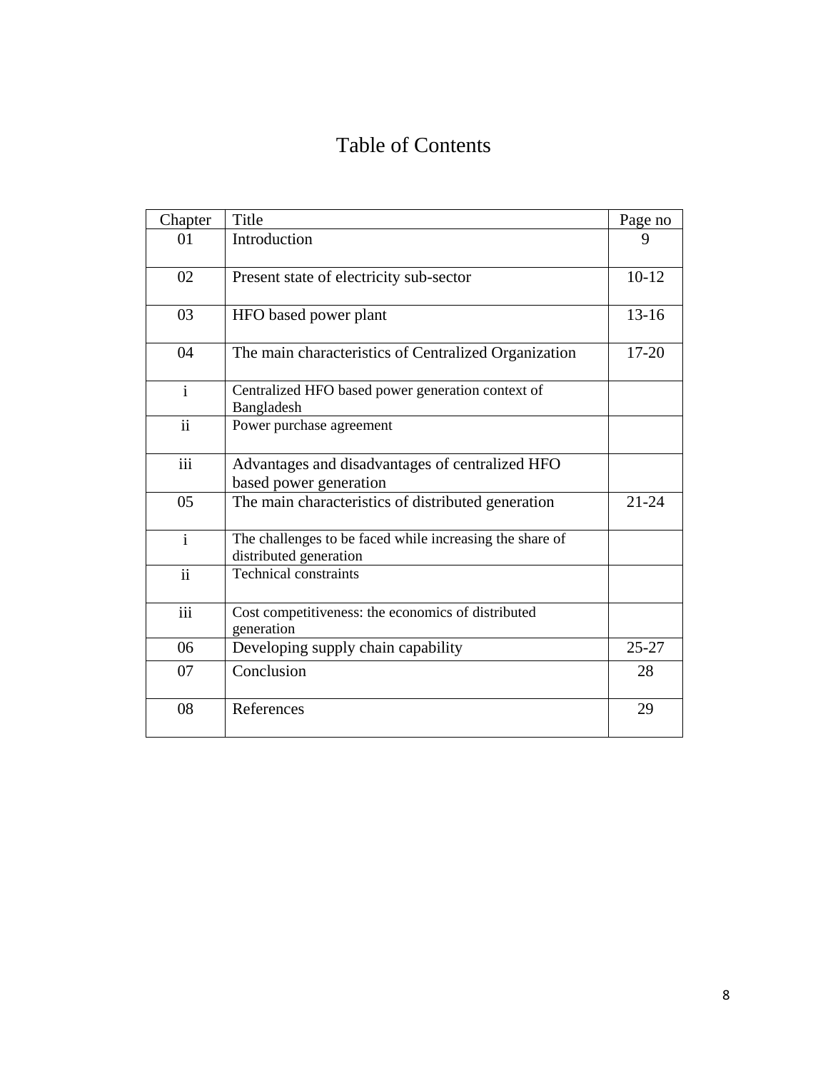# Table of Contents

| Chapter | Title | Page no |
|---|---|---|
| 01 | Introduction | 9 |
| 02 | Present state of electricity sub-sector | 10-12 |
| 03 | HFO based power plant | 13-16 |
| 04 | The main characteristics of Centralized Organization | 17-20 |
| i | Centralized HFO based power generation context of Bangladesh | |
| ii | Power purchase agreement | |
| iii | Advantages and disadvantages of centralized HFO based power generation | |
| 05 | The main characteristics of distributed generation | 21-24 |
| i | The challenges to be faced while increasing the share of distributed generation | |
| ii | Technical constraints | |
| iii | Cost competitiveness: the economics of distributed generation | |
| 06 | Developing supply chain capability | 25-27 |
| 07 | Conclusion | 28 |
| 08 | References | 29 |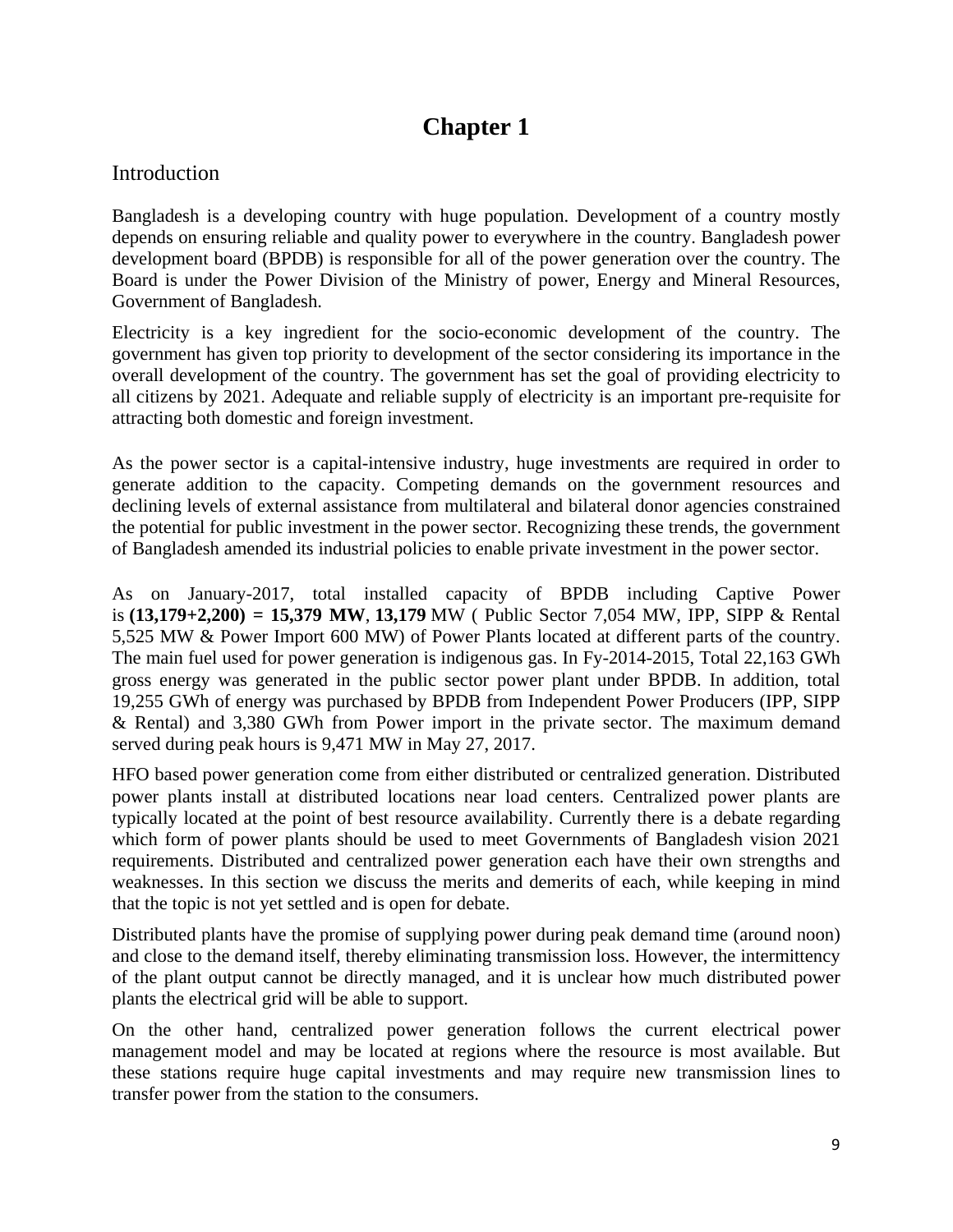# Chapter 1

## Introduction

Bangladesh is a developing country with huge population. Development of a country mostly depends on ensuring reliable and quality power to everywhere in the country. Bangladesh power development board (BPDB) is responsible for all of the power generation over the country. The Board is under the Power Division of the Ministry of power, Energy and Mineral Resources, Government of Bangladesh.

Electricity is a key ingredient for the socio-economic development of the country. The government has given top priority to development of the sector considering its importance in the overall development of the country. The government has set the goal of providing electricity to all citizens by 2021. Adequate and reliable supply of electricity is an important pre-requisite for attracting both domestic and foreign investment.

As the power sector is a capital-intensive industry, huge investments are required in order to generate addition to the capacity. Competing demands on the government resources and declining levels of external assistance from multilateral and bilateral donor agencies constrained the potential for public investment in the power sector. Recognizing these trends, the government of Bangladesh amended its industrial policies to enable private investment in the power sector.

As on January-2017, total installed capacity of BPDB including Captive Power is **(13,179+2,200) = 15,379 MW**, **13,179** MW ( Public Sector 7,054 MW, IPP, SIPP & Rental 5,525 MW & Power Import 600 MW) of Power Plants located at different parts of the country. The main fuel used for power generation is indigenous gas. In Fy-2014-2015, Total 22,163 GWh gross energy was generated in the public sector power plant under BPDB. In addition, total 19,255 GWh of energy was purchased by BPDB from Independent Power Producers (IPP, SIPP & Rental) and 3,380 GWh from Power import in the private sector. The maximum demand served during peak hours is 9,471 MW in May 27, 2017.

HFO based power generation come from either distributed or centralized generation. Distributed power plants install at distributed locations near load centers. Centralized power plants are typically located at the point of best resource availability. Currently there is a debate regarding which form of power plants should be used to meet Governments of Bangladesh vision 2021 requirements. Distributed and centralized power generation each have their own strengths and weaknesses. In this section we discuss the merits and demerits of each, while keeping in mind that the topic is not yet settled and is open for debate.

Distributed plants have the promise of supplying power during peak demand time (around noon) and close to the demand itself, thereby eliminating transmission loss. However, the intermittency of the plant output cannot be directly managed, and it is unclear how much distributed power plants the electrical grid will be able to support.

On the other hand, centralized power generation follows the current electrical power management model and may be located at regions where the resource is most available. But these stations require huge capital investments and may require new transmission lines to transfer power from the station to the consumers.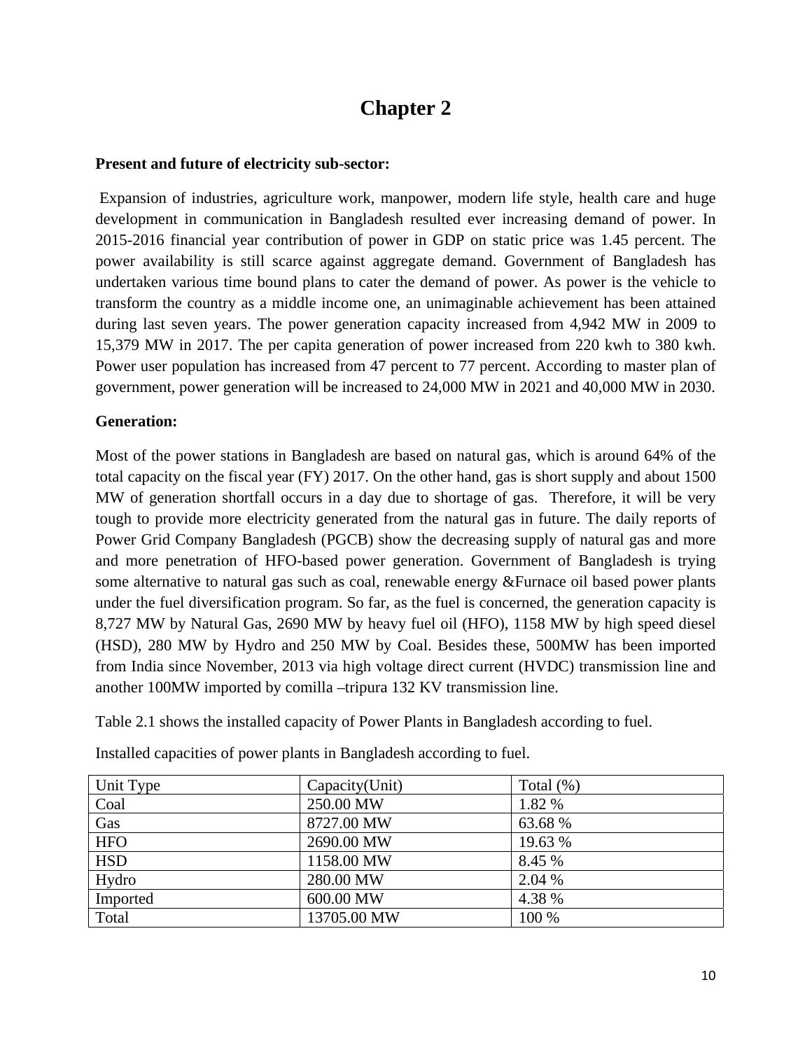# Chapter 2

**Present and future of electricity sub-sector:**

Expansion of industries, agriculture work, manpower, modern life style, health care and huge development in communication in Bangladesh resulted ever increasing demand of power. In 2015-2016 financial year contribution of power in GDP on static price was 1.45 percent. The power availability is still scarce against aggregate demand. Government of Bangladesh has undertaken various time bound plans to cater the demand of power. As power is the vehicle to transform the country as a middle income one, an unimaginable achievement has been attained during last seven years. The power generation capacity increased from 4,942 MW in 2009 to 15,379 MW in 2017. The per capita generation of power increased from 220 kwh to 380 kwh. Power user population has increased from 47 percent to 77 percent. According to master plan of government, power generation will be increased to 24,000 MW in 2021 and 40,000 MW in 2030.

**Generation:**

Most of the power stations in Bangladesh are based on natural gas, which is around 64% of the total capacity on the fiscal year (FY) 2017. On the other hand, gas is short supply and about 1500 MW of generation shortfall occurs in a day due to shortage of gas. Therefore, it will be very tough to provide more electricity generated from the natural gas in future. The daily reports of Power Grid Company Bangladesh (PGCB) show the decreasing supply of natural gas and more and more penetration of HFO-based power generation. Government of Bangladesh is trying some alternative to natural gas such as coal, renewable energy &Furnace oil based power plants under the fuel diversification program. So far, as the fuel is concerned, the generation capacity is 8,727 MW by Natural Gas, 2690 MW by heavy fuel oil (HFO), 1158 MW by high speed diesel (HSD), 280 MW by Hydro and 250 MW by Coal. Besides these, 500MW has been imported from India since November, 2013 via high voltage direct current (HVDC) transmission line and another 100MW imported by comilla –tripura 132 KV transmission line.

Table 2.1 shows the installed capacity of Power Plants in Bangladesh according to fuel.

Installed capacities of power plants in Bangladesh according to fuel.

| Unit Type | Capacity(Unit) | Total (%) |
|---|---|---|
| Coal | 250.00 MW | 1.82 % |
| Gas | 8727.00 MW | 63.68 % |
| HFO | 2690.00 MW | 19.63 % |
| HSD | 1158.00 MW | 8.45 % |
| Hydro | 280.00 MW | 2.04 % |
| Imported | 600.00 MW | 4.38 % |
| Total | 13705.00 MW | 100 % |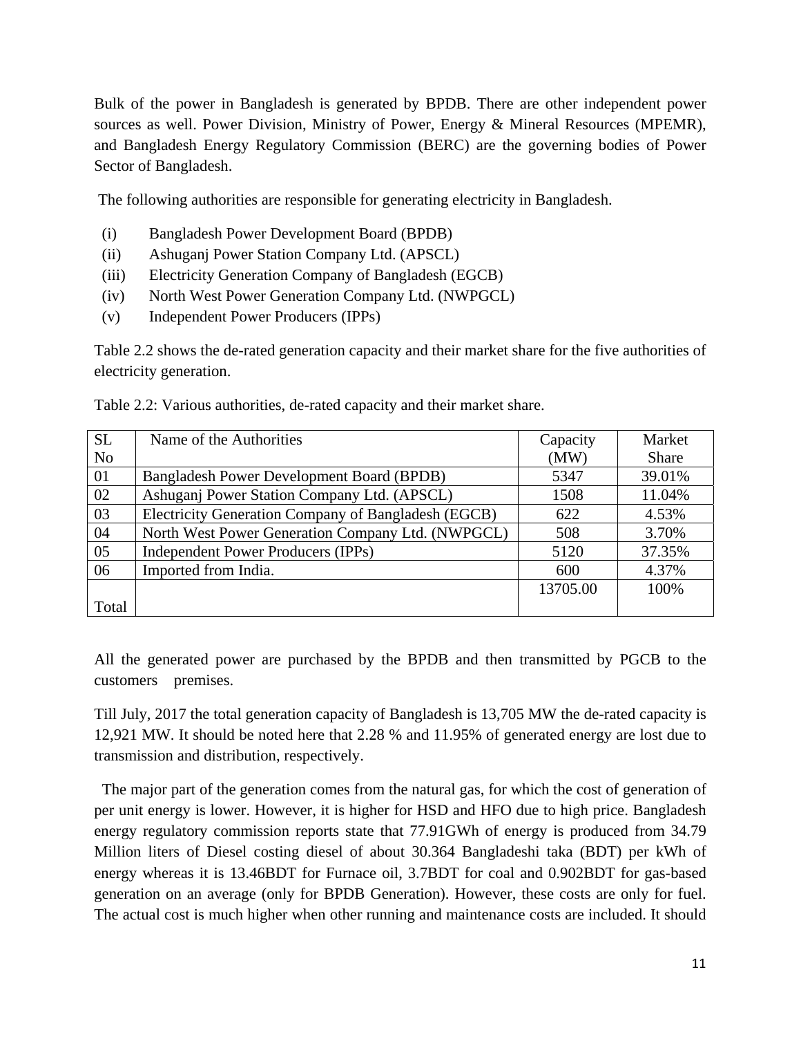Bulk of the power in Bangladesh is generated by BPDB. There are other independent power sources as well. Power Division, Ministry of Power, Energy & Mineral Resources (MPEMR), and Bangladesh Energy Regulatory Commission (BERC) are the governing bodies of Power Sector of Bangladesh.

The following authorities are responsible for generating electricity in Bangladesh.

(i) Bangladesh Power Development Board (BPDB)
(ii) Ashuganj Power Station Company Ltd. (APSCL)
(iii) Electricity Generation Company of Bangladesh (EGCB)
(iv) North West Power Generation Company Ltd. (NWPGCL)
(v) Independent Power Producers (IPPs)

Table 2.2 shows the de-rated generation capacity and their market share for the five authorities of electricity generation.

Table 2.2: Various authorities, de-rated capacity and their market share.

| SL No | Name of the Authorities | Capacity (MW) | Market Share |
|---|---|---|---|
| 01 | Bangladesh Power Development Board (BPDB) | 5347 | 39.01% |
| 02 | Ashuganj Power Station Company Ltd. (APSCL) | 1508 | 11.04% |
| 03 | Electricity Generation Company of Bangladesh (EGCB) | 622 | 4.53% |
| 04 | North West Power Generation Company Ltd. (NWPGCL) | 508 | 3.70% |
| 05 | Independent Power Producers (IPPs) | 5120 | 37.35% |
| 06 | Imported from India. | 600 | 4.37% |
| Total | | 13705.00 | 100% |

All the generated power are purchased by the BPDB and then transmitted by PGCB to the customers premises.

Till July, 2017 the total generation capacity of Bangladesh is 13,705 MW the de-rated capacity is 12,921 MW. It should be noted here that 2.28 % and 11.95% of generated energy are lost due to transmission and distribution, respectively.

The major part of the generation comes from the natural gas, for which the cost of generation of per unit energy is lower. However, it is higher for HSD and HFO due to high price. Bangladesh energy regulatory commission reports state that 77.91GWh of energy is produced from 34.79 Million liters of Diesel costing diesel of about 30.364 Bangladeshi taka (BDT) per kWh of energy whereas it is 13.46BDT for Furnace oil, 3.7BDT for coal and 0.902BDT for gas-based generation on an average (only for BPDB Generation). However, these costs are only for fuel. The actual cost is much higher when other running and maintenance costs are included. It should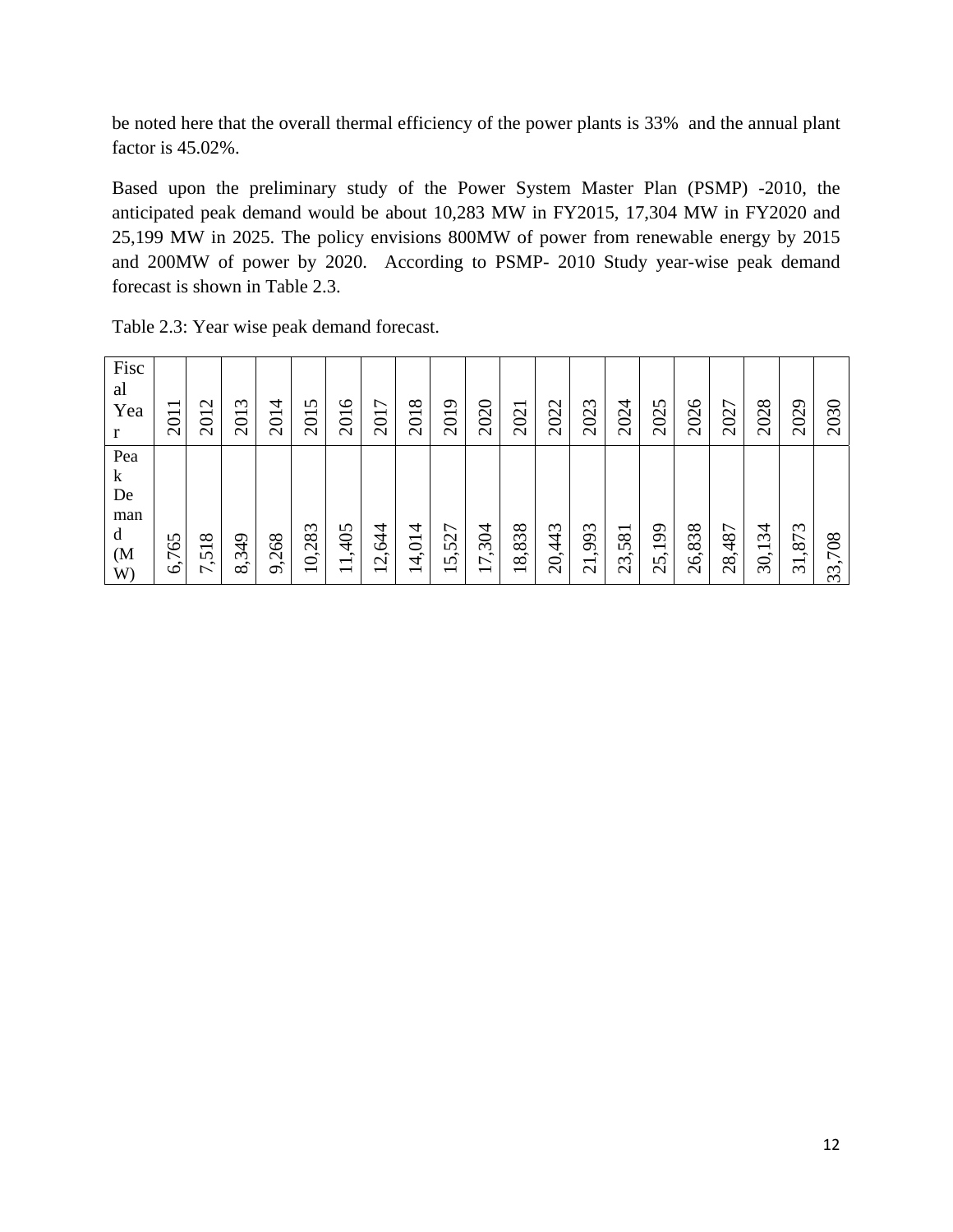be noted here that the overall thermal efficiency of the power plants is 33% and the annual plant factor is 45.02%.

Based upon the preliminary study of the Power System Master Plan (PSMP) -2010, the anticipated peak demand would be about 10,283 MW in FY2015, 17,304 MW in FY2020 and 25,199 MW in 2025. The policy envisions 800MW of power from renewable energy by 2015 and 200MW of power by 2020. According to PSMP- 2010 Study year-wise peak demand forecast is shown in Table 2.3.

Table 2.3: Year wise peak demand forecast.

| Fiscal Year | 2011 | 2012 | 2013 | 2014 | 2015 | 2016 | 2017 | 2018 | 2019 | 2020 | 2021 | 2022 | 2023 | 2024 | 2025 | 2026 | 2027 | 2028 | 2029 | 2030 |
|---|---|---|---|---|---|---|---|---|---|---|---|---|---|---|---|---|---|---|---|---|
| Peak Demand (MW) | 6,765 | 7,518 | 8,349 | 9,268 | 10,283 | 11,405 | 12,644 | 14,014 | 15,527 | 17,304 | 18,838 | 20,443 | 21,993 | 23,581 | 25,199 | 26,838 | 28,487 | 30,134 | 31,873 | 33,708 |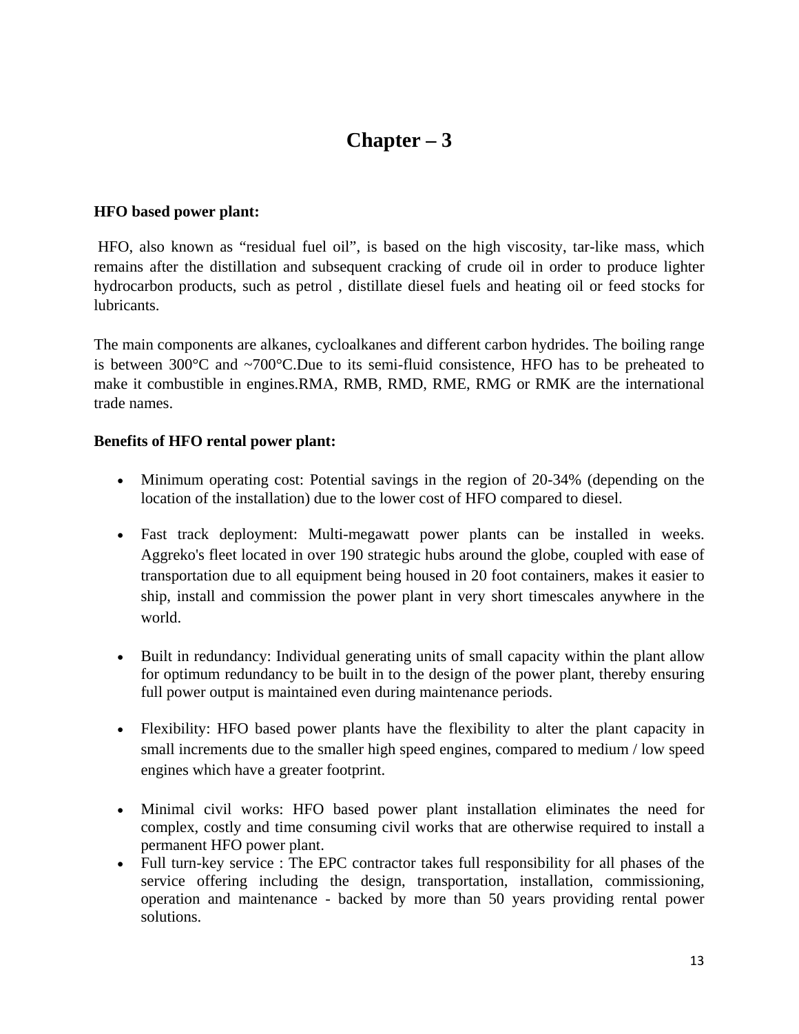# Chapter – 3

**HFO based power plant:**

HFO, also known as "residual fuel oil", is based on the high viscosity, tar-like mass, which remains after the distillation and subsequent cracking of crude oil in order to produce lighter hydrocarbon products, such as petrol , distillate diesel fuels and heating oil or feed stocks for lubricants.

The main components are alkanes, cycloalkanes and different carbon hydrides. The boiling range is between 300°C and ~700°C.Due to its semi-fluid consistence, HFO has to be preheated to make it combustible in engines.RMA, RMB, RMD, RME, RMG or RMK are the international trade names.

**Benefits of HFO rental power plant:**

- Minimum operating cost: Potential savings in the region of 20-34% (depending on the location of the installation) due to the lower cost of HFO compared to diesel.
- Fast track deployment: Multi-megawatt power plants can be installed in weeks. Aggreko's fleet located in over 190 strategic hubs around the globe, coupled with ease of transportation due to all equipment being housed in 20 foot containers, makes it easier to ship, install and commission the power plant in very short timescales anywhere in the world.
- Built in redundancy: Individual generating units of small capacity within the plant allow for optimum redundancy to be built in to the design of the power plant, thereby ensuring full power output is maintained even during maintenance periods.
- Flexibility: HFO based power plants have the flexibility to alter the plant capacity in small increments due to the smaller high speed engines, compared to medium / low speed engines which have a greater footprint.
- Minimal civil works: HFO based power plant installation eliminates the need for complex, costly and time consuming civil works that are otherwise required to install a permanent HFO power plant.
- Full turn-key service : The EPC contractor takes full responsibility for all phases of the service offering including the design, transportation, installation, commissioning, operation and maintenance - backed by more than 50 years providing rental power solutions.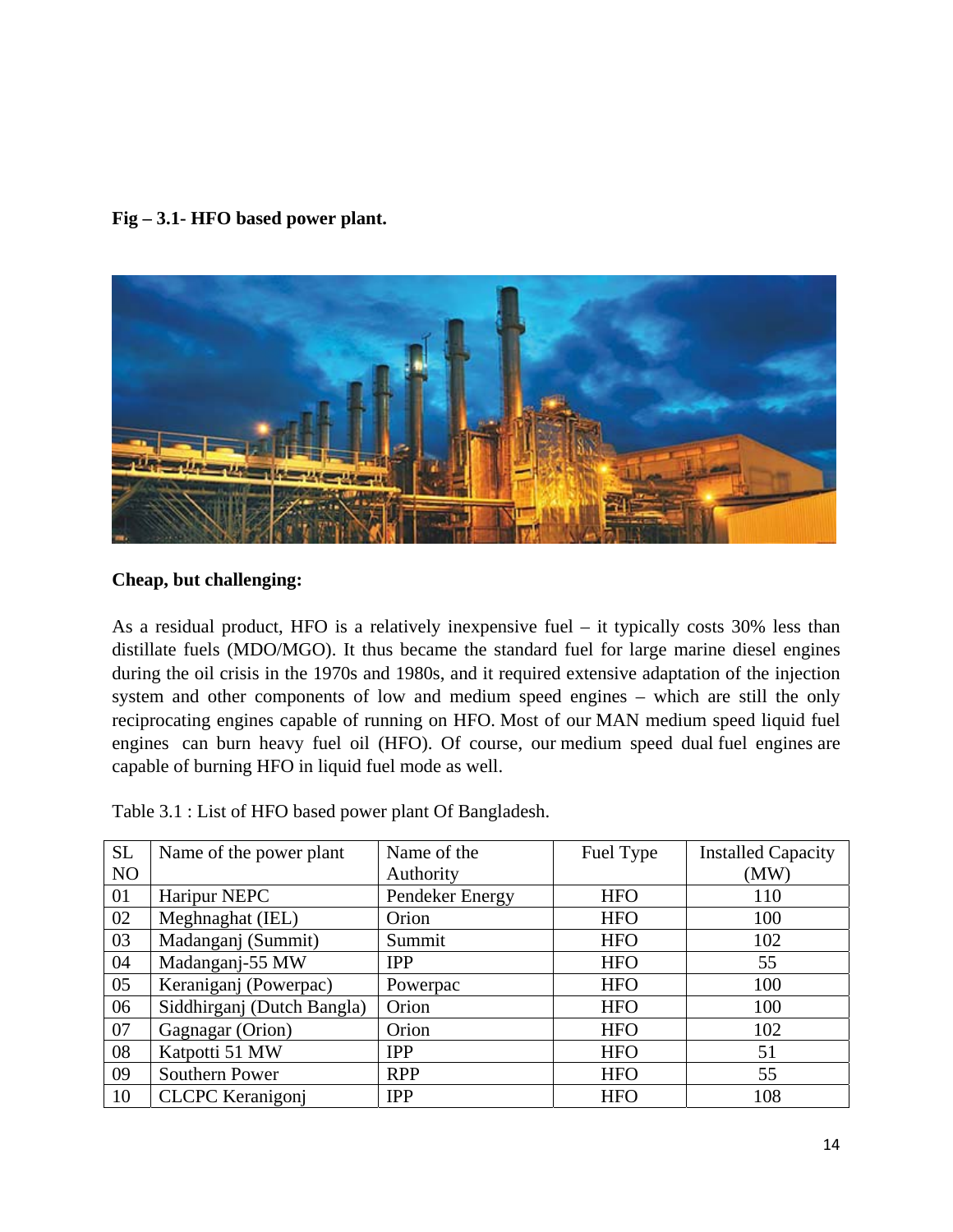**Fig – 3.1- HFO based power plant.**

**Cheap, but challenging:**

As a residual product, HFO is a relatively inexpensive fuel – it typically costs 30% less than distillate fuels (MDO/MGO). It thus became the standard fuel for large marine diesel engines during the oil crisis in the 1970s and 1980s, and it required extensive adaptation of the injection system and other components of low and medium speed engines – which are still the only reciprocating engines capable of running on HFO. Most of our MAN medium speed liquid fuel engines can burn heavy fuel oil (HFO). Of course, our medium speed dual fuel engines are capable of burning HFO in liquid fuel mode as well.

Table 3.1 : List of HFO based power plant Of Bangladesh.

| SL NO | Name of the power plant | Name of the Authority | Fuel Type | Installed Capacity (MW) |
|---|---|---|---|---|
| 01 | Haripur NEPC | Pendeker Energy | HFO | 110 |
| 02 | Meghnaghat (IEL) | Orion | HFO | 100 |
| 03 | Madanganj (Summit) | Summit | HFO | 102 |
| 04 | Madanganj-55 MW | IPP | HFO | 55 |
| 05 | Keraniganj (Powerpac) | Powerpac | HFO | 100 |
| 06 | Siddhirganj (Dutch Bangla) | Orion | HFO | 100 |
| 07 | Gagnagar (Orion) | Orion | HFO | 102 |
| 08 | Katpotti 51 MW | IPP | HFO | 51 |
| 09 | Southern Power | RPP | HFO | 55 |
| 10 | CLCPC Keranigonj | IPP | HFO | 108 |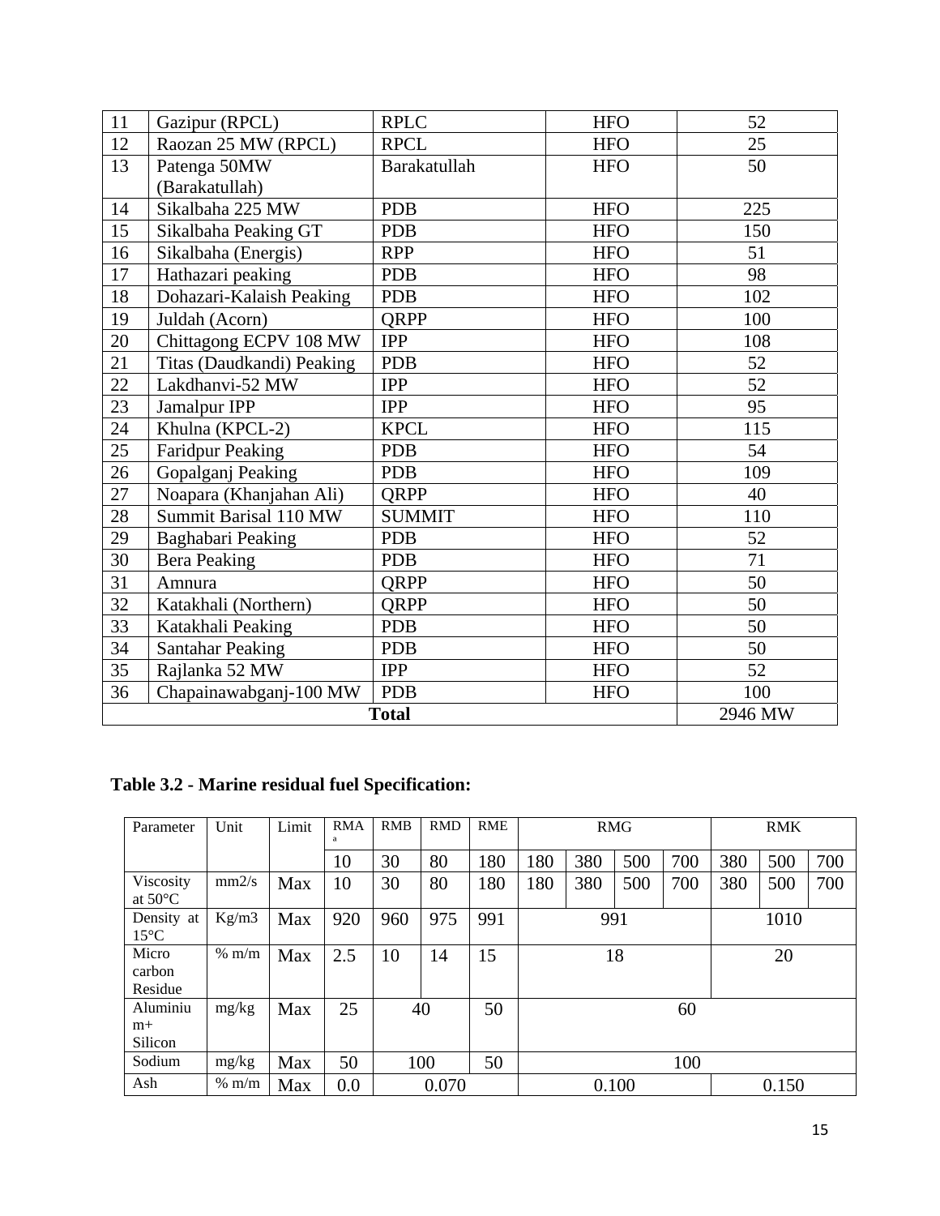| 11 | Gazipur (RPCL) | RPLC | HFO | 52 |
|---|---|---|---|---|
| 12 | Raozan 25 MW (RPCL) | RPCL | HFO | 25 |
| 13 | Patenga 50MW (Barakatullah) | Barakatullah | HFO | 50 |
| 14 | Sikalbaha 225 MW | PDB | HFO | 225 |
| 15 | Sikalbaha Peaking GT | PDB | HFO | 150 |
| 16 | Sikalbaha (Energis) | RPP | HFO | 51 |
| 17 | Hathazari peaking | PDB | HFO | 98 |
| 18 | Dohazari-Kalaish Peaking | PDB | HFO | 102 |
| 19 | Juldah (Acorn) | QRPP | HFO | 100 |
| 20 | Chittagong ECPV 108 MW | IPP | HFO | 108 |
| 21 | Titas (Daudkandi) Peaking | PDB | HFO | 52 |
| 22 | Lakdhanvi-52 MW | IPP | HFO | 52 |
| 23 | Jamalpur IPP | IPP | HFO | 95 |
| 24 | Khulna (KPCL-2) | KPCL | HFO | 115 |
| 25 | Faridpur Peaking | PDB | HFO | 54 |
| 26 | Gopalganj Peaking | PDB | HFO | 109 |
| 27 | Noapara (Khanjahan Ali) | QRPP | HFO | 40 |
| 28 | Summit Barisal 110 MW | SUMMIT | HFO | 110 |
| 29 | Baghabari Peaking | PDB | HFO | 52 |
| 30 | Bera Peaking | PDB | HFO | 71 |
| 31 | Amnura | QRPP | HFO | 50 |
| 32 | Katakhali (Northern) | QRPP | HFO | 50 |
| 33 | Katakhali Peaking | PDB | HFO | 50 |
| 34 | Santahar Peaking | PDB | HFO | 50 |
| 35 | Rajlanka 52 MW | IPP | HFO | 52 |
| 36 | Chapainawabganj-100 MW | PDB | HFO | 100 |
| **Total** | | | | 2946 MW |

**Table 3.2 - Marine residual fuel Specification:**

| Parameter | Unit | Limit | RMA[a] | RMB | RMD | RME | RMG | | | | RMK | | |
|---|---|---|---|---|---|---|---|---|---|---|---|---|---|
| | | | 10 | 30 | 80 | 180 | 180 | 380 | 500 | 700 | 380 | 500 | 700 |
| Viscosity at 50°C | mm2/s | Max | 10 | 30 | 80 | 180 | 180 | 380 | 500 | 700 | 380 | 500 | 700 |
| Density at 15°C | Kg/m3 | Max | 920 | 960 | 975 | 991 | 991 | | | | 1010 | | |
| Micro carbon Residue | % m/m | Max | 2.5 | 10 | 14 | 15 | 18 | | | | 20 | | |
| Aluminium+ Silicon | mg/kg | Max | 25 | 40 | | 50 | 60 | | | | | | |
| Sodium | mg/kg | Max | 50 | 100 | | 50 | 100 | | | | | | |
| Ash | % m/m | Max | 0.0 | 0.070 | | | 0.100 | | | | 0.150 | | |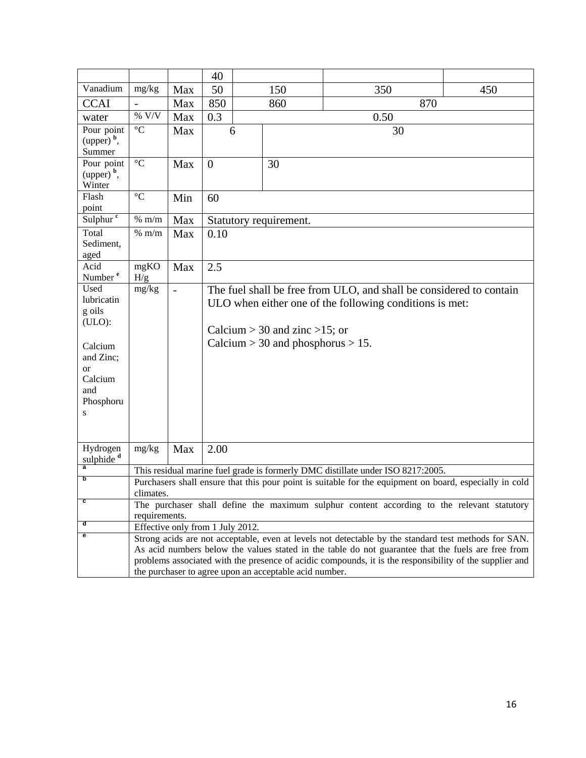| | | | 40 | | | | |
|---|---|---|---|---|---|---|---|
| Vanadium | mg/kg | Max | 50 | 150 | | 350 | 450 |
| CCAI | - | Max | 850 | 860 | | 870 | |
| water | % V/V | Max | 0.3 | 0.50 | | | |
| Pour point (upper) [b], Summer | °C | Max | 6 | | 30 | | |
| Pour point (upper) [b], Winter | °C | Max | 0 | | 30 | | |
| Flash point | °C | Min | 60 | | | | |
| Sulphur [c] | % m/m | Max | Statutory requirement. | | | | |
| Total Sediment, aged | % m/m | Max | 0.10 | | | | |
| Acid Number [e] | mgKOH/g | Max | 2.5 | | | | |
| Used lubricating oils (ULO): Calcium and Zinc; or Calcium and Phosphorus | mg/kg | - | The fuel shall be free from ULO, and shall be considered to contain ULO when either one of the following conditions is met: Calcium > 30 and zinc >15; or Calcium > 30 and phosphorus > 15. | | | | |
| Hydrogen sulphide [d] | mg/kg | Max | 2.00 | | | | |
| [a] | This residual marine fuel grade is formerly DMC distillate under ISO 8217:2005. | | | | | | |
| [b] | Purchasers shall ensure that this pour point is suitable for the equipment on board, especially in cold climates. | | | | | | |
| [c] | The purchaser shall define the maximum sulphur content according to the relevant statutory requirements. | | | | | | |
| [d] | Effective only from 1 July 2012. | | | | | | |
| [e] | Strong acids are not acceptable, even at levels not detectable by the standard test methods for SAN. As acid numbers below the values stated in the table do not guarantee that the fuels are free from problems associated with the presence of acidic compounds, it is the responsibility of the supplier and the purchaser to agree upon an acceptable acid number. | | | | | | |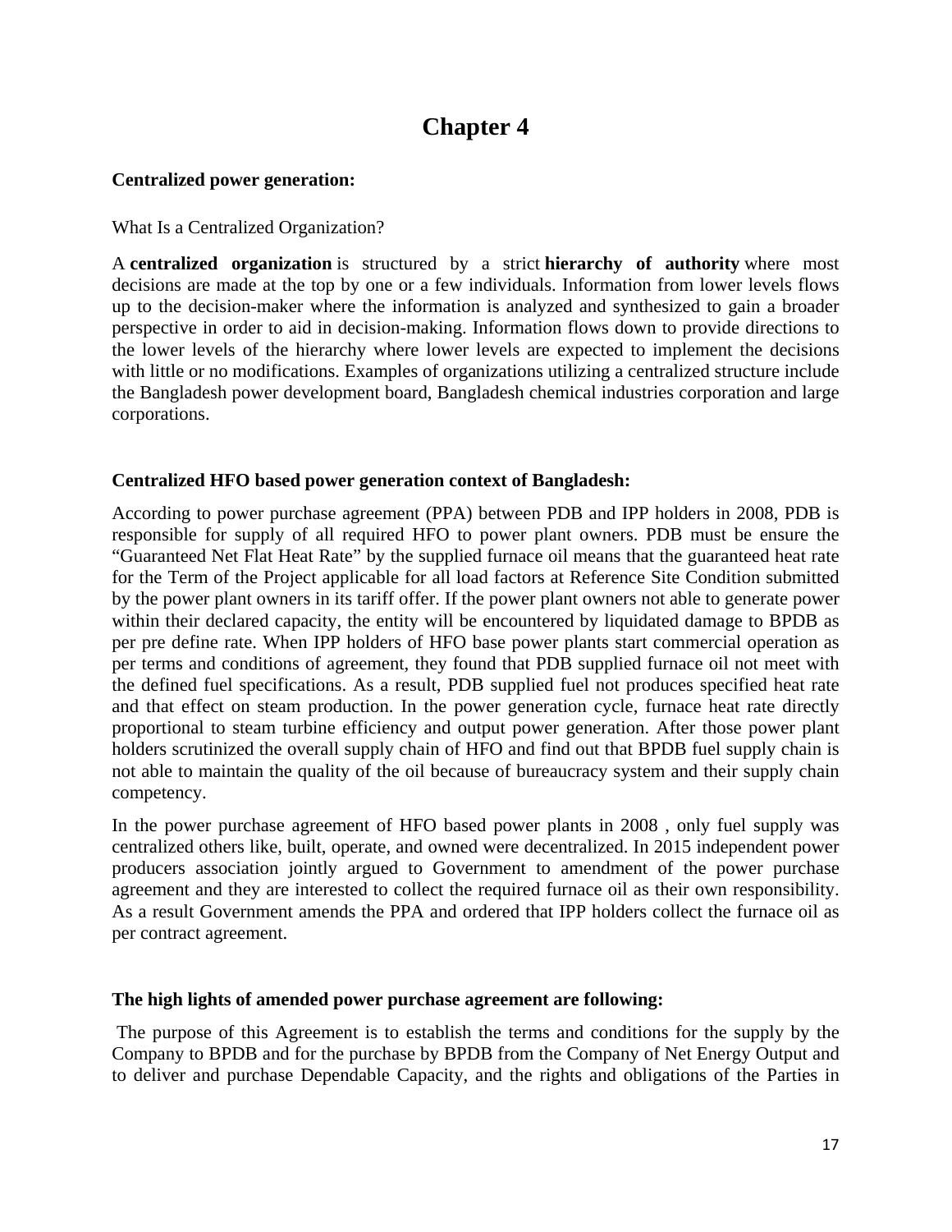# Chapter 4

**Centralized power generation:**

What Is a Centralized Organization?

A **centralized organization** is structured by a strict **hierarchy of authority** where most decisions are made at the top by one or a few individuals. Information from lower levels flows up to the decision-maker where the information is analyzed and synthesized to gain a broader perspective in order to aid in decision-making. Information flows down to provide directions to the lower levels of the hierarchy where lower levels are expected to implement the decisions with little or no modifications. Examples of organizations utilizing a centralized structure include the Bangladesh power development board, Bangladesh chemical industries corporation and large corporations.

**Centralized HFO based power generation context of Bangladesh:**

According to power purchase agreement (PPA) between PDB and IPP holders in 2008, PDB is responsible for supply of all required HFO to power plant owners. PDB must be ensure the "Guaranteed Net Flat Heat Rate" by the supplied furnace oil means that the guaranteed heat rate for the Term of the Project applicable for all load factors at Reference Site Condition submitted by the power plant owners in its tariff offer. If the power plant owners not able to generate power within their declared capacity, the entity will be encountered by liquidated damage to BPDB as per pre define rate. When IPP holders of HFO base power plants start commercial operation as per terms and conditions of agreement, they found that PDB supplied furnace oil not meet with the defined fuel specifications. As a result, PDB supplied fuel not produces specified heat rate and that effect on steam production. In the power generation cycle, furnace heat rate directly proportional to steam turbine efficiency and output power generation. After those power plant holders scrutinized the overall supply chain of HFO and find out that BPDB fuel supply chain is not able to maintain the quality of the oil because of bureaucracy system and their supply chain competency.

In the power purchase agreement of HFO based power plants in 2008 , only fuel supply was centralized others like, built, operate, and owned were decentralized. In 2015 independent power producers association jointly argued to Government to amendment of the power purchase agreement and they are interested to collect the required furnace oil as their own responsibility. As a result Government amends the PPA and ordered that IPP holders collect the furnace oil as per contract agreement.

**The high lights of amended power purchase agreement are following:**

The purpose of this Agreement is to establish the terms and conditions for the supply by the Company to BPDB and for the purchase by BPDB from the Company of Net Energy Output and to deliver and purchase Dependable Capacity, and the rights and obligations of the Parties in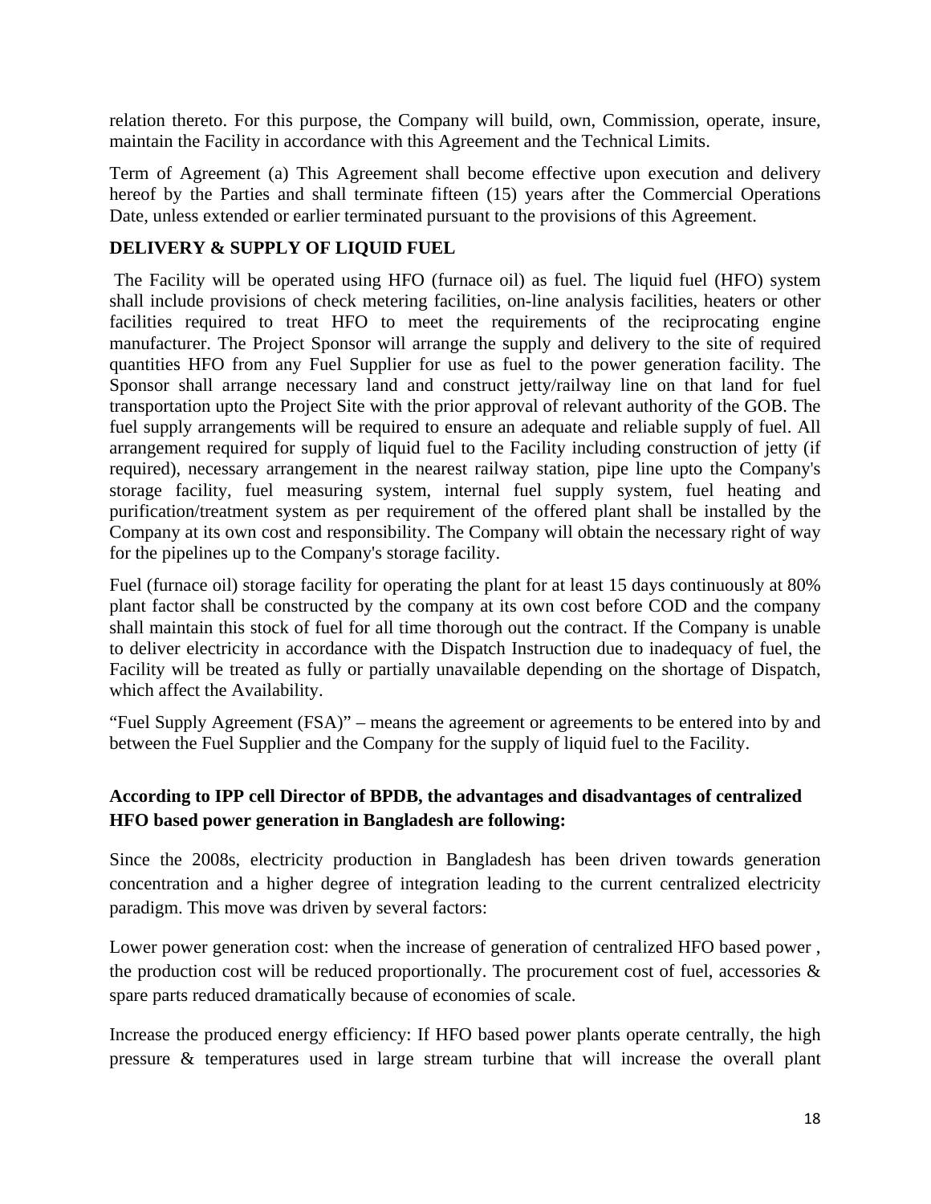relation thereto. For this purpose, the Company will build, own, Commission, operate, insure, maintain the Facility in accordance with this Agreement and the Technical Limits.

Term of Agreement (a) This Agreement shall become effective upon execution and delivery hereof by the Parties and shall terminate fifteen (15) years after the Commercial Operations Date, unless extended or earlier terminated pursuant to the provisions of this Agreement.

**DELIVERY & SUPPLY OF LIQUID FUEL**

The Facility will be operated using HFO (furnace oil) as fuel. The liquid fuel (HFO) system shall include provisions of check metering facilities, on-line analysis facilities, heaters or other facilities required to treat HFO to meet the requirements of the reciprocating engine manufacturer. The Project Sponsor will arrange the supply and delivery to the site of required quantities HFO from any Fuel Supplier for use as fuel to the power generation facility. The Sponsor shall arrange necessary land and construct jetty/railway line on that land for fuel transportation upto the Project Site with the prior approval of relevant authority of the GOB. The fuel supply arrangements will be required to ensure an adequate and reliable supply of fuel. All arrangement required for supply of liquid fuel to the Facility including construction of jetty (if required), necessary arrangement in the nearest railway station, pipe line upto the Company's storage facility, fuel measuring system, internal fuel supply system, fuel heating and purification/treatment system as per requirement of the offered plant shall be installed by the Company at its own cost and responsibility. The Company will obtain the necessary right of way for the pipelines up to the Company's storage facility.

Fuel (furnace oil) storage facility for operating the plant for at least 15 days continuously at 80% plant factor shall be constructed by the company at its own cost before COD and the company shall maintain this stock of fuel for all time thorough out the contract. If the Company is unable to deliver electricity in accordance with the Dispatch Instruction due to inadequacy of fuel, the Facility will be treated as fully or partially unavailable depending on the shortage of Dispatch, which affect the Availability.

"Fuel Supply Agreement (FSA)" – means the agreement or agreements to be entered into by and between the Fuel Supplier and the Company for the supply of liquid fuel to the Facility.

**According to IPP cell Director of BPDB, the advantages and disadvantages of centralized HFO based power generation in Bangladesh are following:**

Since the 2008s, electricity production in Bangladesh has been driven towards generation concentration and a higher degree of integration leading to the current centralized electricity paradigm. This move was driven by several factors:

Lower power generation cost: when the increase of generation of centralized HFO based power , the production cost will be reduced proportionally. The procurement cost of fuel, accessories & spare parts reduced dramatically because of economies of scale.

Increase the produced energy efficiency: If HFO based power plants operate centrally, the high pressure & temperatures used in large stream turbine that will increase the overall plant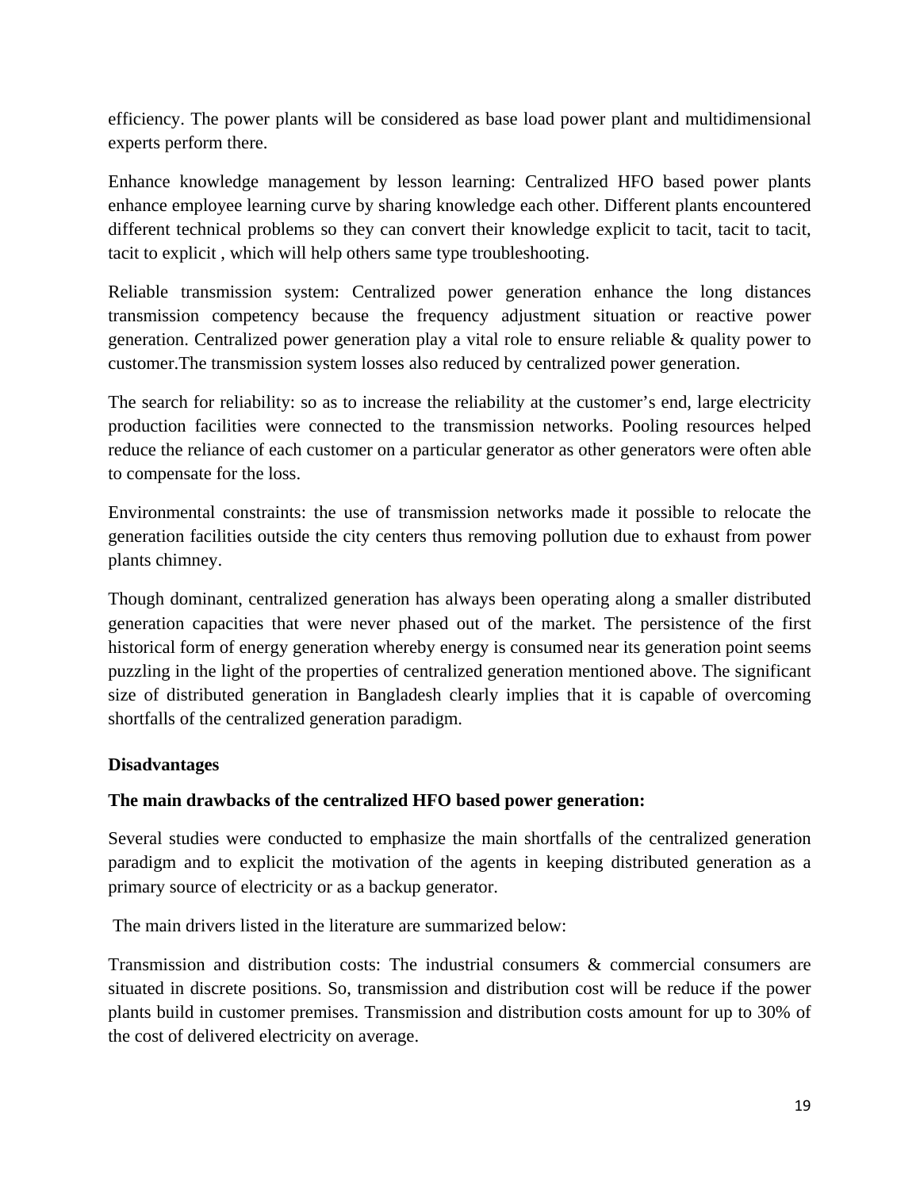efficiency. The power plants will be considered as base load power plant and multidimensional experts perform there.

Enhance knowledge management by lesson learning: Centralized HFO based power plants enhance employee learning curve by sharing knowledge each other. Different plants encountered different technical problems so they can convert their knowledge explicit to tacit, tacit to tacit, tacit to explicit , which will help others same type troubleshooting.

Reliable transmission system: Centralized power generation enhance the long distances transmission competency because the frequency adjustment situation or reactive power generation. Centralized power generation play a vital role to ensure reliable & quality power to customer.The transmission system losses also reduced by centralized power generation.

The search for reliability: so as to increase the reliability at the customer's end, large electricity production facilities were connected to the transmission networks. Pooling resources helped reduce the reliance of each customer on a particular generator as other generators were often able to compensate for the loss.

Environmental constraints: the use of transmission networks made it possible to relocate the generation facilities outside the city centers thus removing pollution due to exhaust from power plants chimney.

Though dominant, centralized generation has always been operating along a smaller distributed generation capacities that were never phased out of the market. The persistence of the first historical form of energy generation whereby energy is consumed near its generation point seems puzzling in the light of the properties of centralized generation mentioned above. The significant size of distributed generation in Bangladesh clearly implies that it is capable of overcoming shortfalls of the centralized generation paradigm.

**Disadvantages**

**The main drawbacks of the centralized HFO based power generation:**

Several studies were conducted to emphasize the main shortfalls of the centralized generation paradigm and to explicit the motivation of the agents in keeping distributed generation as a primary source of electricity or as a backup generator.

The main drivers listed in the literature are summarized below:

Transmission and distribution costs: The industrial consumers & commercial consumers are situated in discrete positions. So, transmission and distribution cost will be reduce if the power plants build in customer premises. Transmission and distribution costs amount for up to 30% of the cost of delivered electricity on average.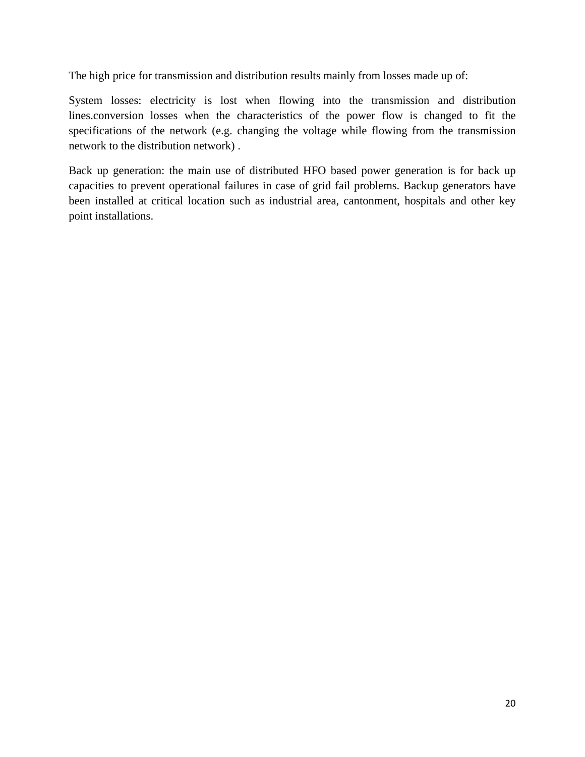The high price for transmission and distribution results mainly from losses made up of:

System losses: electricity is lost when flowing into the transmission and distribution lines.conversion losses when the characteristics of the power flow is changed to fit the specifications of the network (e.g. changing the voltage while flowing from the transmission network to the distribution network) .

Back up generation: the main use of distributed HFO based power generation is for back up capacities to prevent operational failures in case of grid fail problems. Backup generators have been installed at critical location such as industrial area, cantonment, hospitals and other key point installations.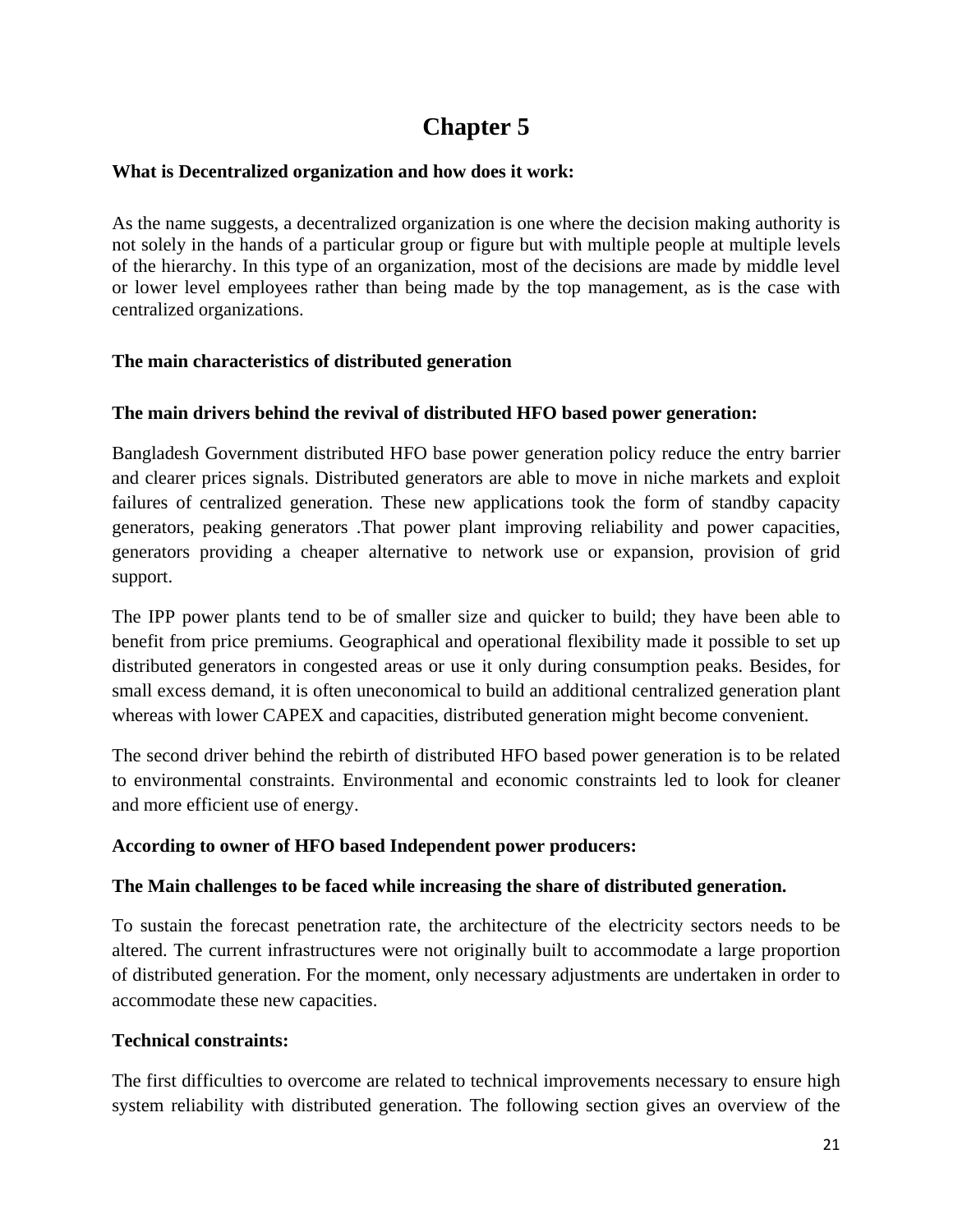# Chapter 5

**What is Decentralized organization and how does it work:**

As the name suggests, a decentralized organization is one where the decision making authority is not solely in the hands of a particular group or figure but with multiple people at multiple levels of the hierarchy. In this type of an organization, most of the decisions are made by middle level or lower level employees rather than being made by the top management, as is the case with centralized organizations.

**The main characteristics of distributed generation**

**The main drivers behind the revival of distributed HFO based power generation:**

Bangladesh Government distributed HFO base power generation policy reduce the entry barrier and clearer prices signals. Distributed generators are able to move in niche markets and exploit failures of centralized generation. These new applications took the form of standby capacity generators, peaking generators .That power plant improving reliability and power capacities, generators providing a cheaper alternative to network use or expansion, provision of grid support.

The IPP power plants tend to be of smaller size and quicker to build; they have been able to benefit from price premiums. Geographical and operational flexibility made it possible to set up distributed generators in congested areas or use it only during consumption peaks. Besides, for small excess demand, it is often uneconomical to build an additional centralized generation plant whereas with lower CAPEX and capacities, distributed generation might become convenient.

The second driver behind the rebirth of distributed HFO based power generation is to be related to environmental constraints. Environmental and economic constraints led to look for cleaner and more efficient use of energy.

**According to owner of HFO based Independent power producers:**

**The Main challenges to be faced while increasing the share of distributed generation.**

To sustain the forecast penetration rate, the architecture of the electricity sectors needs to be altered. The current infrastructures were not originally built to accommodate a large proportion of distributed generation. For the moment, only necessary adjustments are undertaken in order to accommodate these new capacities.

**Technical constraints:**

The first difficulties to overcome are related to technical improvements necessary to ensure high system reliability with distributed generation. The following section gives an overview of the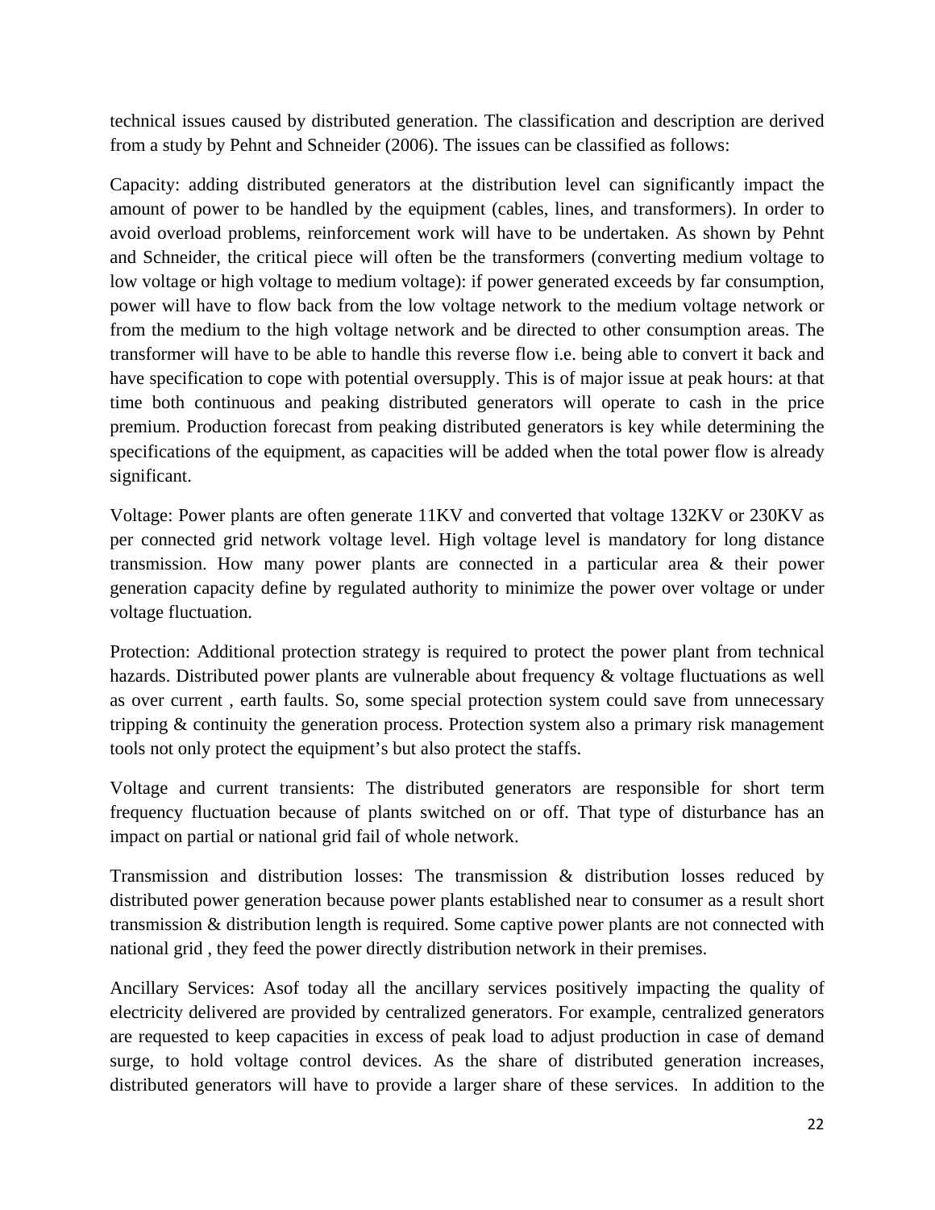technical issues caused by distributed generation. The classification and description are derived from a study by Pehnt and Schneider (2006). The issues can be classified as follows:

Capacity: adding distributed generators at the distribution level can significantly impact the amount of power to be handled by the equipment (cables, lines, and transformers). In order to avoid overload problems, reinforcement work will have to be undertaken. As shown by Pehnt and Schneider, the critical piece will often be the transformers (converting medium voltage to low voltage or high voltage to medium voltage): if power generated exceeds by far consumption, power will have to flow back from the low voltage network to the medium voltage network or from the medium to the high voltage network and be directed to other consumption areas. The transformer will have to be able to handle this reverse flow i.e. being able to convert it back and have specification to cope with potential oversupply. This is of major issue at peak hours: at that time both continuous and peaking distributed generators will operate to cash in the price premium. Production forecast from peaking distributed generators is key while determining the specifications of the equipment, as capacities will be added when the total power flow is already significant.

Voltage: Power plants are often generate 11KV and converted that voltage 132KV or 230KV as per connected grid network voltage level. High voltage level is mandatory for long distance transmission. How many power plants are connected in a particular area & their power generation capacity define by regulated authority to minimize the power over voltage or under voltage fluctuation.

Protection: Additional protection strategy is required to protect the power plant from technical hazards. Distributed power plants are vulnerable about frequency & voltage fluctuations as well as over current , earth faults. So, some special protection system could save from unnecessary tripping & continuity the generation process. Protection system also a primary risk management tools not only protect the equipment's but also protect the staffs.

Voltage and current transients: The distributed generators are responsible for short term frequency fluctuation because of plants switched on or off. That type of disturbance has an impact on partial or national grid fail of whole network.

Transmission and distribution losses: The transmission & distribution losses reduced by distributed power generation because power plants established near to consumer as a result short transmission & distribution length is required. Some captive power plants are not connected with national grid , they feed the power directly distribution network in their premises.

Ancillary Services: Asof today all the ancillary services positively impacting the quality of electricity delivered are provided by centralized generators. For example, centralized generators are requested to keep capacities in excess of peak load to adjust production in case of demand surge, to hold voltage control devices. As the share of distributed generation increases, distributed generators will have to provide a larger share of these services. In addition to the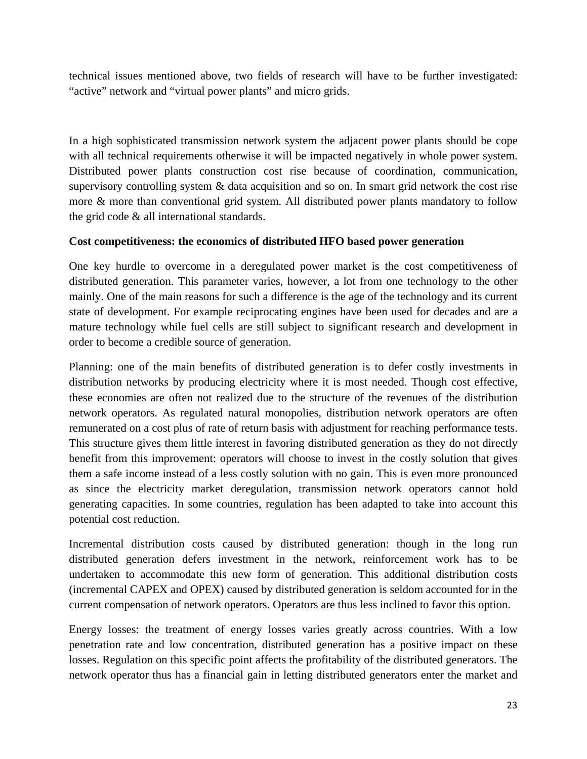technical issues mentioned above, two fields of research will have to be further investigated: “active” network and “virtual power plants” and micro grids.

In a high sophisticated transmission network system the adjacent power plants should be cope with all technical requirements otherwise it will be impacted negatively in whole power system. Distributed power plants construction cost rise because of coordination, communication, supervisory controlling system & data acquisition and so on. In smart grid network the cost rise more & more than conventional grid system. All distributed power plants mandatory to follow the grid code & all international standards.

**Cost competitiveness: the economics of distributed HFO based power generation**

One key hurdle to overcome in a deregulated power market is the cost competitiveness of distributed generation. This parameter varies, however, a lot from one technology to the other mainly. One of the main reasons for such a difference is the age of the technology and its current state of development. For example reciprocating engines have been used for decades and are a mature technology while fuel cells are still subject to significant research and development in order to become a credible source of generation.

Planning: one of the main benefits of distributed generation is to defer costly investments in distribution networks by producing electricity where it is most needed. Though cost effective, these economies are often not realized due to the structure of the revenues of the distribution network operators. As regulated natural monopolies, distribution network operators are often remunerated on a cost plus of rate of return basis with adjustment for reaching performance tests. This structure gives them little interest in favoring distributed generation as they do not directly benefit from this improvement: operators will choose to invest in the costly solution that gives them a safe income instead of a less costly solution with no gain. This is even more pronounced as since the electricity market deregulation, transmission network operators cannot hold generating capacities. In some countries, regulation has been adapted to take into account this potential cost reduction.

Incremental distribution costs caused by distributed generation: though in the long run distributed generation defers investment in the network, reinforcement work has to be undertaken to accommodate this new form of generation. This additional distribution costs (incremental CAPEX and OPEX) caused by distributed generation is seldom accounted for in the current compensation of network operators. Operators are thus less inclined to favor this option.

Energy losses: the treatment of energy losses varies greatly across countries. With a low penetration rate and low concentration, distributed generation has a positive impact on these losses. Regulation on this specific point affects the profitability of the distributed generators. The network operator thus has a financial gain in letting distributed generators enter the market and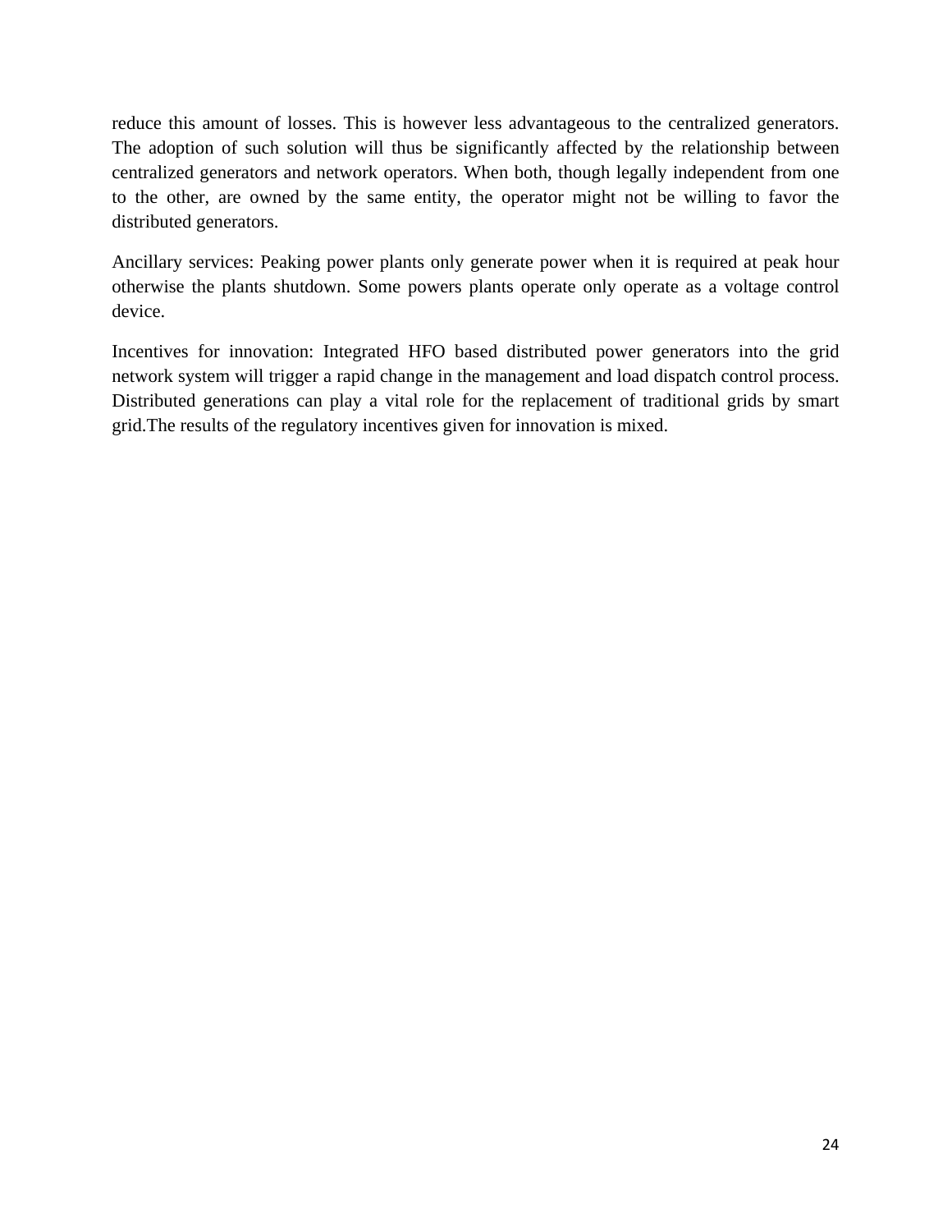reduce this amount of losses. This is however less advantageous to the centralized generators. The adoption of such solution will thus be significantly affected by the relationship between centralized generators and network operators. When both, though legally independent from one to the other, are owned by the same entity, the operator might not be willing to favor the distributed generators.

Ancillary services: Peaking power plants only generate power when it is required at peak hour otherwise the plants shutdown. Some powers plants operate only operate as a voltage control device.

Incentives for innovation: Integrated HFO based distributed power generators into the grid network system will trigger a rapid change in the management and load dispatch control process. Distributed generations can play a vital role for the replacement of traditional grids by smart grid.The results of the regulatory incentives given for innovation is mixed.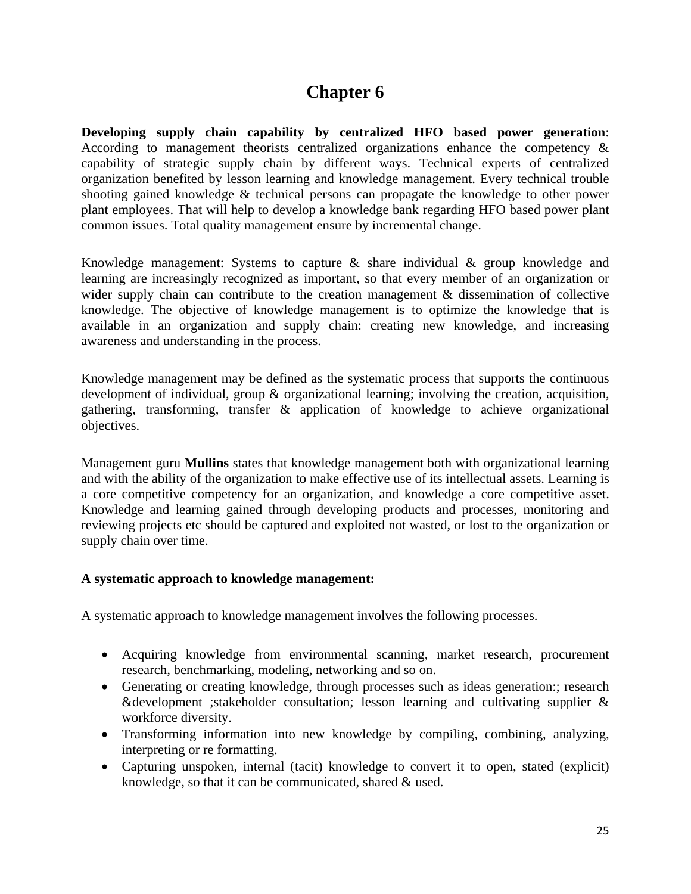# Chapter 6

**Developing supply chain capability by centralized HFO based power generation**: According to management theorists centralized organizations enhance the competency & capability of strategic supply chain by different ways. Technical experts of centralized organization benefited by lesson learning and knowledge management. Every technical trouble shooting gained knowledge & technical persons can propagate the knowledge to other power plant employees. That will help to develop a knowledge bank regarding HFO based power plant common issues. Total quality management ensure by incremental change.

Knowledge management: Systems to capture & share individual & group knowledge and learning are increasingly recognized as important, so that every member of an organization or wider supply chain can contribute to the creation management & dissemination of collective knowledge. The objective of knowledge management is to optimize the knowledge that is available in an organization and supply chain: creating new knowledge, and increasing awareness and understanding in the process.

Knowledge management may be defined as the systematic process that supports the continuous development of individual, group & organizational learning; involving the creation, acquisition, gathering, transforming, transfer & application of knowledge to achieve organizational objectives.

Management guru **Mullins** states that knowledge management both with organizational learning and with the ability of the organization to make effective use of its intellectual assets. Learning is a core competitive competency for an organization, and knowledge a core competitive asset. Knowledge and learning gained through developing products and processes, monitoring and reviewing projects etc should be captured and exploited not wasted, or lost to the organization or supply chain over time.

**A systematic approach to knowledge management:**

A systematic approach to knowledge management involves the following processes.

- Acquiring knowledge from environmental scanning, market research, procurement research, benchmarking, modeling, networking and so on.
- Generating or creating knowledge, through processes such as ideas generation:; research &development ;stakeholder consultation; lesson learning and cultivating supplier & workforce diversity.
- Transforming information into new knowledge by compiling, combining, analyzing, interpreting or re formatting.
- Capturing unspoken, internal (tacit) knowledge to convert it to open, stated (explicit) knowledge, so that it can be communicated, shared & used.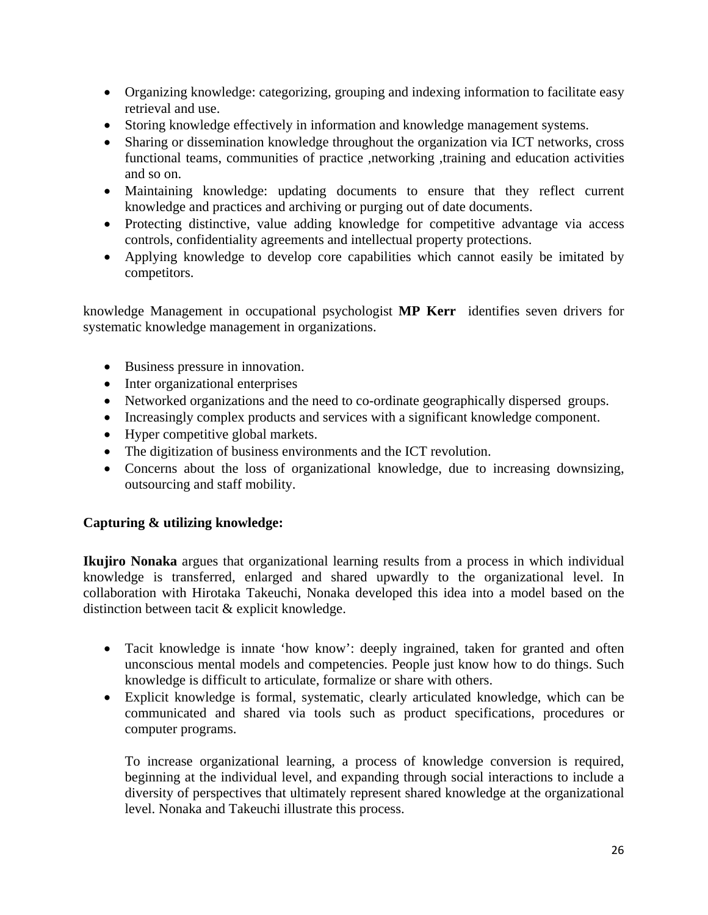- Organizing knowledge: categorizing, grouping and indexing information to facilitate easy retrieval and use.
- Storing knowledge effectively in information and knowledge management systems.
- Sharing or dissemination knowledge throughout the organization via ICT networks, cross functional teams, communities of practice ,networking ,training and education activities and so on.
- Maintaining knowledge: updating documents to ensure that they reflect current knowledge and practices and archiving or purging out of date documents.
- Protecting distinctive, value adding knowledge for competitive advantage via access controls, confidentiality agreements and intellectual property protections.
- Applying knowledge to develop core capabilities which cannot easily be imitated by competitors.

knowledge Management in occupational psychologist **MP Kerr** identifies seven drivers for systematic knowledge management in organizations.

- Business pressure in innovation.
- Inter organizational enterprises
- Networked organizations and the need to co-ordinate geographically dispersed groups.
- Increasingly complex products and services with a significant knowledge component.
- Hyper competitive global markets.
- The digitization of business environments and the ICT revolution.
- Concerns about the loss of organizational knowledge, due to increasing downsizing, outsourcing and staff mobility.

**Capturing & utilizing knowledge:**

**Ikujiro Nonaka** argues that organizational learning results from a process in which individual knowledge is transferred, enlarged and shared upwardly to the organizational level. In collaboration with Hirotaka Takeuchi, Nonaka developed this idea into a model based on the distinction between tacit & explicit knowledge.

- Tacit knowledge is innate 'how know': deeply ingrained, taken for granted and often unconscious mental models and competencies. People just know how to do things. Such knowledge is difficult to articulate, formalize or share with others.
- Explicit knowledge is formal, systematic, clearly articulated knowledge, which can be communicated and shared via tools such as product specifications, procedures or computer programs.

  To increase organizational learning, a process of knowledge conversion is required, beginning at the individual level, and expanding through social interactions to include a diversity of perspectives that ultimately represent shared knowledge at the organizational level. Nonaka and Takeuchi illustrate this process.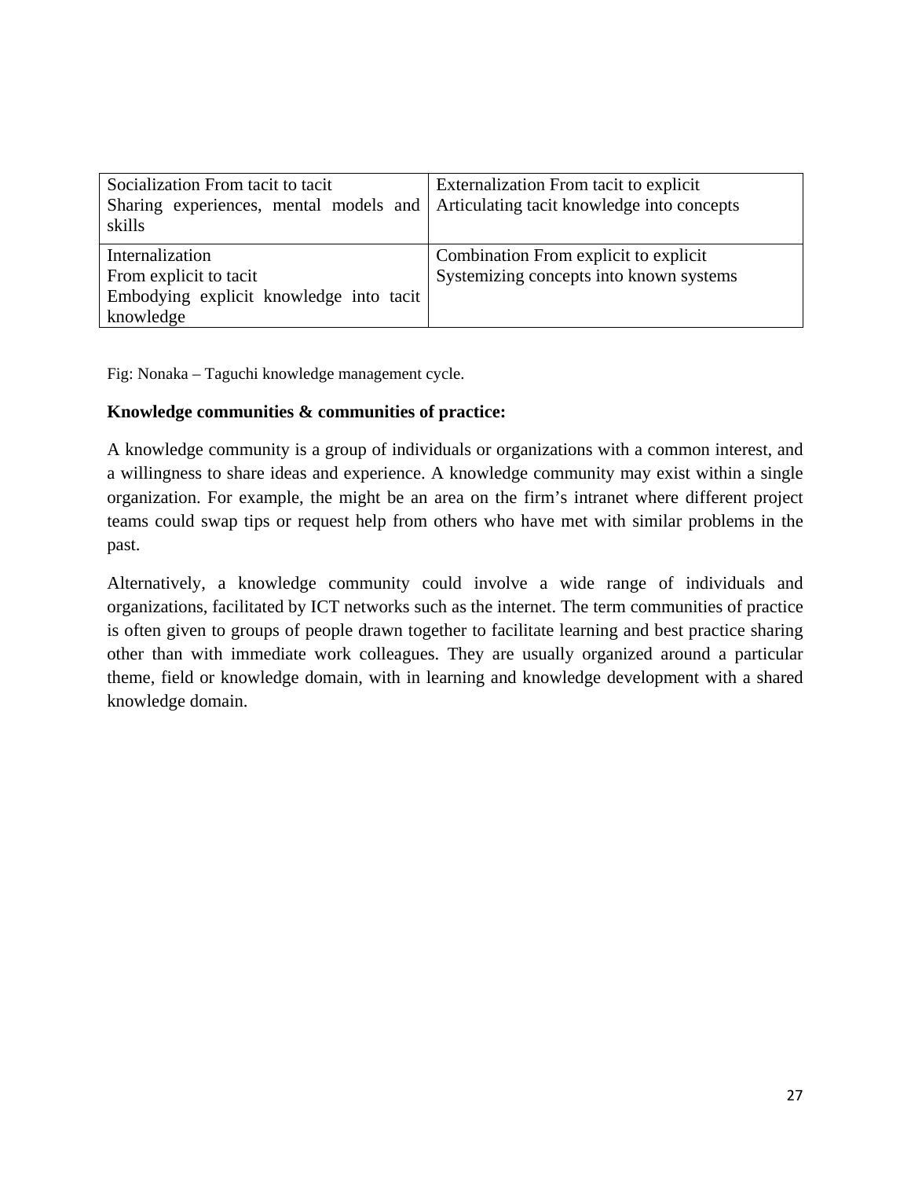| Socialization From tacit to tacit<br>Sharing experiences, mental models and skills | Externalization From tacit to explicit<br>Articulating tacit knowledge into concepts |
|---|---|
| Internalization<br>From explicit to tacit<br>Embodying explicit knowledge into tacit knowledge | Combination From explicit to explicit<br>Systemizing concepts into known systems |

Fig: Nonaka – Taguchi knowledge management cycle.

**Knowledge communities & communities of practice:**

A knowledge community is a group of individuals or organizations with a common interest, and a willingness to share ideas and experience. A knowledge community may exist within a single organization. For example, the might be an area on the firm's intranet where different project teams could swap tips or request help from others who have met with similar problems in the past.

Alternatively, a knowledge community could involve a wide range of individuals and organizations, facilitated by ICT networks such as the internet. The term communities of practice is often given to groups of people drawn together to facilitate learning and best practice sharing other than with immediate work colleagues. They are usually organized around a particular theme, field or knowledge domain, with in learning and knowledge development with a shared knowledge domain.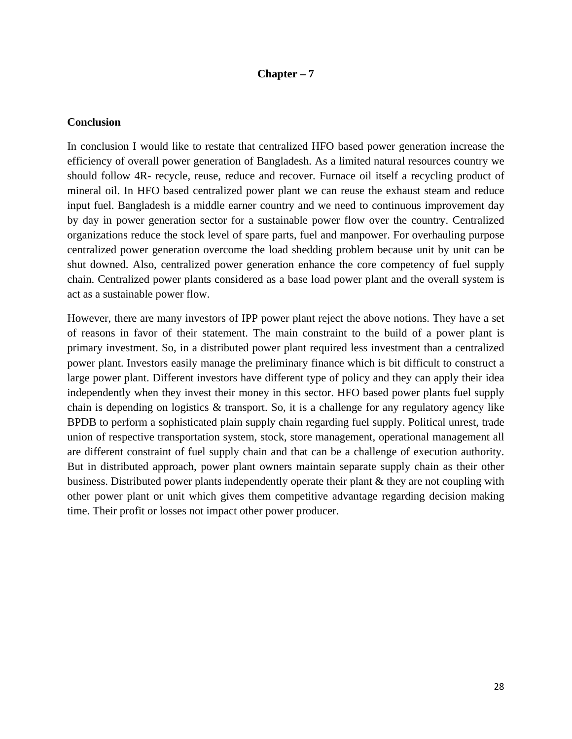## Chapter – 7

### Conclusion

In conclusion I would like to restate that centralized HFO based power generation increase the efficiency of overall power generation of Bangladesh. As a limited natural resources country we should follow 4R- recycle, reuse, reduce and recover. Furnace oil itself a recycling product of mineral oil. In HFO based centralized power plant we can reuse the exhaust steam and reduce input fuel. Bangladesh is a middle earner country and we need to continuous improvement day by day in power generation sector for a sustainable power flow over the country. Centralized organizations reduce the stock level of spare parts, fuel and manpower. For overhauling purpose centralized power generation overcome the load shedding problem because unit by unit can be shut downed. Also, centralized power generation enhance the core competency of fuel supply chain. Centralized power plants considered as a base load power plant and the overall system is act as a sustainable power flow.

However, there are many investors of IPP power plant reject the above notions. They have a set of reasons in favor of their statement. The main constraint to the build of a power plant is primary investment. So, in a distributed power plant required less investment than a centralized power plant. Investors easily manage the preliminary finance which is bit difficult to construct a large power plant. Different investors have different type of policy and they can apply their idea independently when they invest their money in this sector. HFO based power plants fuel supply chain is depending on logistics & transport. So, it is a challenge for any regulatory agency like BPDB to perform a sophisticated plain supply chain regarding fuel supply. Political unrest, trade union of respective transportation system, stock, store management, operational management all are different constraint of fuel supply chain and that can be a challenge of execution authority. But in distributed approach, power plant owners maintain separate supply chain as their other business. Distributed power plants independently operate their plant & they are not coupling with other power plant or unit which gives them competitive advantage regarding decision making time. Their profit or losses not impact other power producer.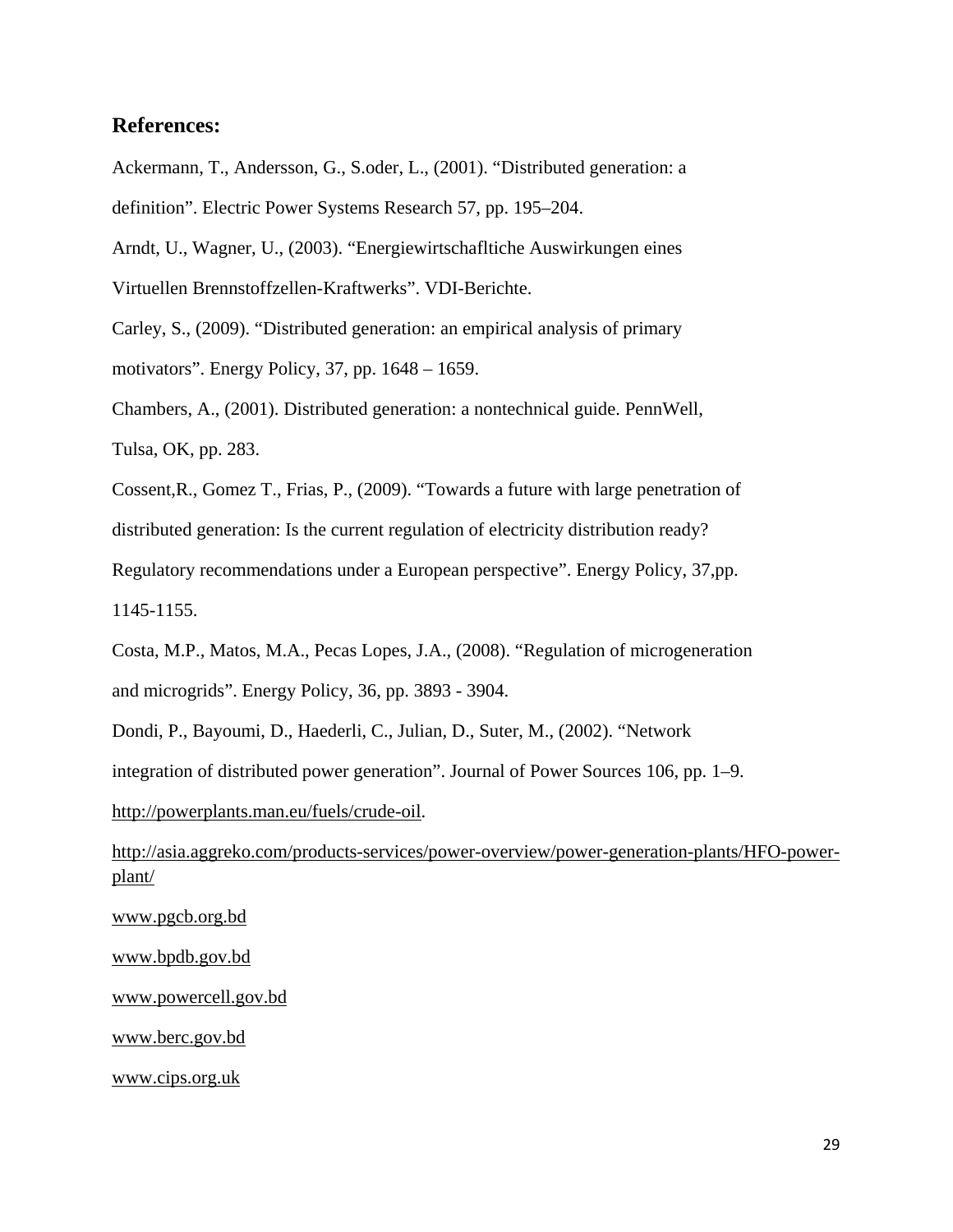## References:

Ackermann, T., Andersson, G., S.oder, L., (2001). “Distributed generation: a definition”. Electric Power Systems Research 57, pp. 195–204.

Arndt, U., Wagner, U., (2003). “Energiewirtschafltiche Auswirkungen eines Virtuellen Brennstoffzellen-Kraftwerks”. VDI-Berichte.

Carley, S., (2009). “Distributed generation: an empirical analysis of primary motivators”. Energy Policy, 37, pp. 1648 – 1659.

Chambers, A., (2001). Distributed generation: a nontechnical guide. PennWell, Tulsa, OK, pp. 283.

Cossent,R., Gomez T., Frias, P., (2009). “Towards a future with large penetration of distributed generation: Is the current regulation of electricity distribution ready? Regulatory recommendations under a European perspective”. Energy Policy, 37,pp. 1145-1155.

Costa, M.P., Matos, M.A., Pecas Lopes, J.A., (2008). “Regulation of microgeneration and microgrids”. Energy Policy, 36, pp. 3893 - 3904.

Dondi, P., Bayoumi, D., Haederli, C., Julian, D., Suter, M., (2002). “Network integration of distributed power generation”. Journal of Power Sources 106, pp. 1–9.

http://powerplants.man.eu/fuels/crude-oil.

http://asia.aggreko.com/products-services/power-overview/power-generation-plants/HFO-power-plant/

www.pgcb.org.bd

www.bpdb.gov.bd

www.powercell.gov.bd

www.berc.gov.bd

www.cips.org.uk